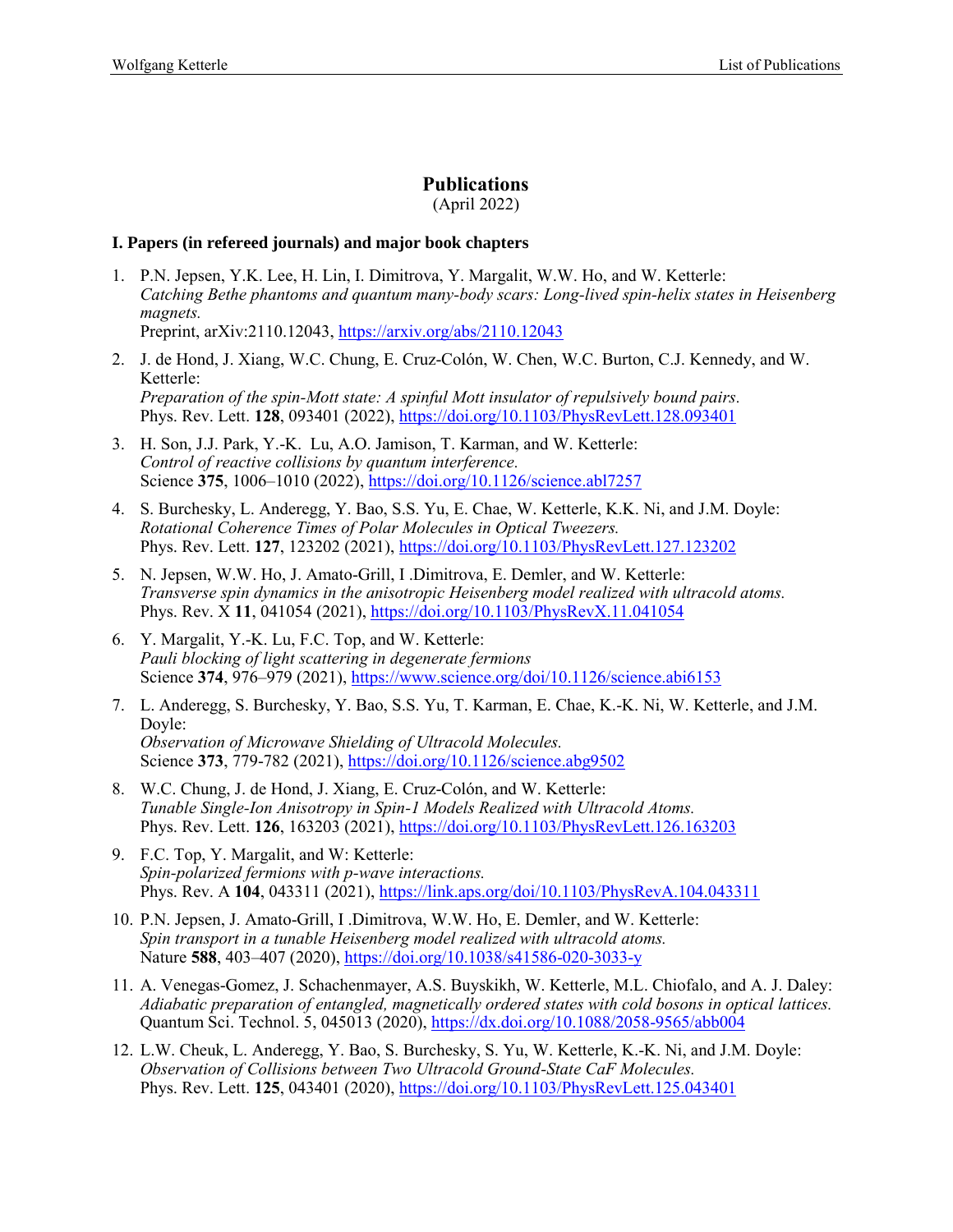# Publications

(April 2022)

## I. Papers (in refereed journals) and major book chapters

1. P.N. Jepsen, Y.K. Lee, H. Lin, I. Dimitrova, Y. Margalit, W.W. Ho, and W. Ketterle:
   *Catching Bethe phantoms and quantum many-body scars: Long-lived spin-helix states in Heisenberg magnets.*
   Preprint, arXiv:2110.12043, https://arxiv.org/abs/2110.12043

2. J. de Hond, J. Xiang, W.C. Chung, E. Cruz-Colón, W. Chen, W.C. Burton, C.J. Kennedy, and W. Ketterle:
   *Preparation of the spin-Mott state: A spinful Mott insulator of repulsively bound pairs.*
   Phys. Rev. Lett. **128**, 093401 (2022), https://doi.org/10.1103/PhysRevLett.128.093401

3. H. Son, J.J. Park, Y.-K. Lu, A.O. Jamison, T. Karman, and W. Ketterle:
   *Control of reactive collisions by quantum interference.*
   Science **375**, 1006–1010 (2022), https://doi.org/10.1126/science.abl7257

4. S. Burchesky, L. Anderegg, Y. Bao, S.S. Yu, E. Chae, W. Ketterle, K.K. Ni, and J.M. Doyle:
   *Rotational Coherence Times of Polar Molecules in Optical Tweezers.*
   Phys. Rev. Lett. **127**, 123202 (2021), https://doi.org/10.1103/PhysRevLett.127.123202

5. N. Jepsen, W.W. Ho, J. Amato-Grill, I .Dimitrova, E. Demler, and W. Ketterle:
   *Transverse spin dynamics in the anisotropic Heisenberg model realized with ultracold atoms.*
   Phys. Rev. X **11**, 041054 (2021), https://doi.org/10.1103/PhysRevX.11.041054

6. Y. Margalit, Y.-K. Lu, F.C. Top, and W. Ketterle:
   *Pauli blocking of light scattering in degenerate fermions*
   Science **374**, 976–979 (2021), https://www.science.org/doi/10.1126/science.abi6153

7. L. Anderegg, S. Burchesky, Y. Bao, S.S. Yu, T. Karman, E. Chae, K.-K. Ni, W. Ketterle, and J.M. Doyle:
   *Observation of Microwave Shielding of Ultracold Molecules.*
   Science **373**, 779-782 (2021), https://doi.org/10.1126/science.abg9502

8. W.C. Chung, J. de Hond, J. Xiang, E. Cruz-Colón, and W. Ketterle:
   *Tunable Single-Ion Anisotropy in Spin-1 Models Realized with Ultracold Atoms.*
   Phys. Rev. Lett. **126**, 163203 (2021), https://doi.org/10.1103/PhysRevLett.126.163203

9. F.C. Top, Y. Margalit, and W: Ketterle:
   *Spin-polarized fermions with p-wave interactions.*
   Phys. Rev. A **104**, 043311 (2021), https://link.aps.org/doi/10.1103/PhysRevA.104.043311

10. P.N. Jepsen, J. Amato-Grill, I .Dimitrova, W.W. Ho, E. Demler, and W. Ketterle:
    *Spin transport in a tunable Heisenberg model realized with ultracold atoms.*
    Nature **588**, 403–407 (2020), https://doi.org/10.1038/s41586-020-3033-y

11. A. Venegas-Gomez, J. Schachenmayer, A.S. Buyskikh, W. Ketterle, M.L. Chiofalo, and A. J. Daley:
    *Adiabatic preparation of entangled, magnetically ordered states with cold bosons in optical lattices.*
    Quantum Sci. Technol. 5, 045013 (2020), https://dx.doi.org/10.1088/2058-9565/abb004

12. L.W. Cheuk, L. Anderegg, Y. Bao, S. Burchesky, S. Yu, W. Ketterle, K.-K. Ni, and J.M. Doyle:
    *Observation of Collisions between Two Ultracold Ground-State CaF Molecules.*
    Phys. Rev. Lett. **125**, 043401 (2020), https://doi.org/10.1103/PhysRevLett.125.043401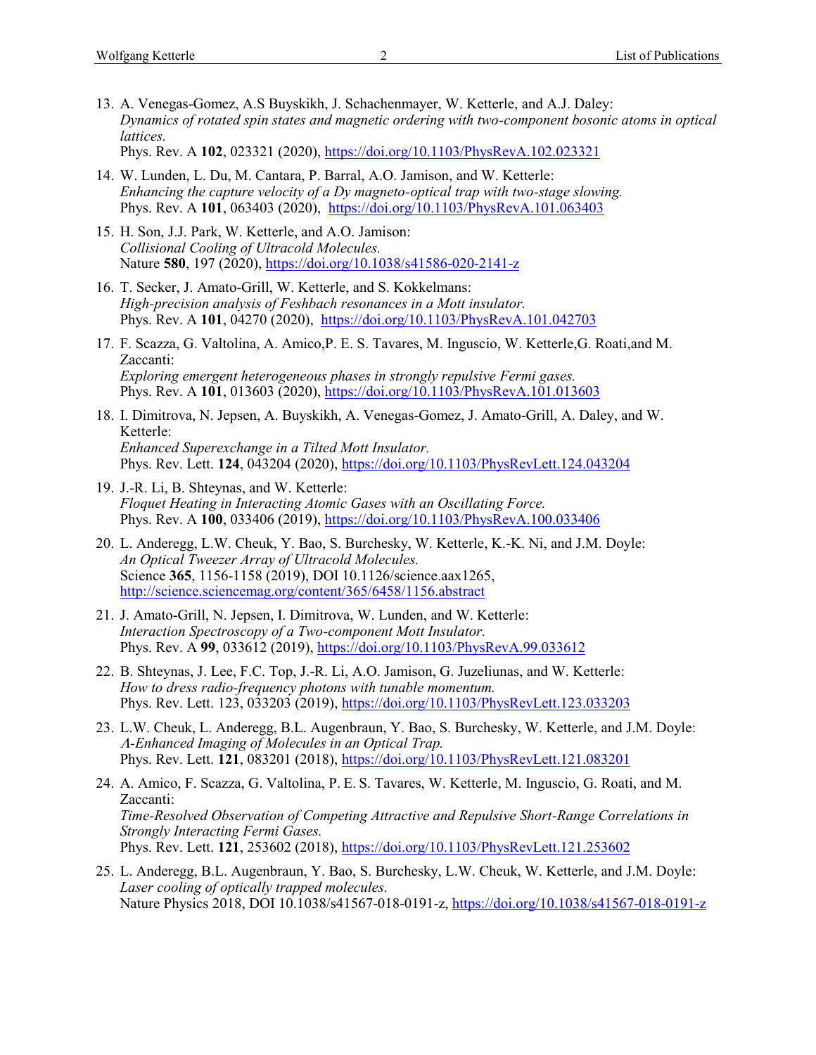13. A. Venegas-Gomez, A.S Buyskikh, J. Schachenmayer, W. Ketterle, and A.J. Daley:
    *Dynamics of rotated spin states and magnetic ordering with two-component bosonic atoms in optical lattices.*
    Phys. Rev. A **102**, 023321 (2020), https://doi.org/10.1103/PhysRevA.102.023321

14. W. Lunden, L. Du, M. Cantara, P. Barral, A.O. Jamison, and W. Ketterle:
    *Enhancing the capture velocity of a Dy magneto-optical trap with two-stage slowing.*
    Phys. Rev. A **101**, 063403 (2020), https://doi.org/10.1103/PhysRevA.101.063403

15. H. Son, J.J. Park, W. Ketterle, and A.O. Jamison:
    *Collisional Cooling of Ultracold Molecules.*
    Nature **580**, 197 (2020), https://doi.org/10.1038/s41586-020-2141-z

16. T. Secker, J. Amato-Grill, W. Ketterle, and S. Kokkelmans:
    *High-precision analysis of Feshbach resonances in a Mott insulator.*
    Phys. Rev. A **101**, 04270 (2020), https://doi.org/10.1103/PhysRevA.101.042703

17. F. Scazza, G. Valtolina, A. Amico,P. E. S. Tavares, M. Inguscio, W. Ketterle,G. Roati,and M. Zaccanti:
    *Exploring emergent heterogeneous phases in strongly repulsive Fermi gases.*
    Phys. Rev. A **101**, 013603 (2020), https://doi.org/10.1103/PhysRevA.101.013603

18. I. Dimitrova, N. Jepsen, A. Buyskikh, A. Venegas-Gomez, J. Amato-Grill, A. Daley, and W. Ketterle:
    *Enhanced Superexchange in a Tilted Mott Insulator.*
    Phys. Rev. Lett. **124**, 043204 (2020), https://doi.org/10.1103/PhysRevLett.124.043204

19. J.-R. Li, B. Shteynas, and W. Ketterle:
    *Floquet Heating in Interacting Atomic Gases with an Oscillating Force.*
    Phys. Rev. A **100**, 033406 (2019), https://doi.org/10.1103/PhysRevA.100.033406

20. L. Anderegg, L.W. Cheuk, Y. Bao, S. Burchesky, W. Ketterle, K.-K. Ni, and J.M. Doyle:
    *An Optical Tweezer Array of Ultracold Molecules.*
    Science **365**, 1156-1158 (2019), DOI 10.1126/science.aax1265,
    http://science.sciencemag.org/content/365/6458/1156.abstract

21. J. Amato-Grill, N. Jepsen, I. Dimitrova, W. Lunden, and W. Ketterle:
    *Interaction Spectroscopy of a Two-component Mott Insulator.*
    Phys. Rev. A **99**, 033612 (2019), https://doi.org/10.1103/PhysRevA.99.033612

22. B. Shteynas, J. Lee, F.C. Top, J.-R. Li, A.O. Jamison, G. Juzeliunas, and W. Ketterle:
    *How to dress radio-frequency photons with tunable momentum.*
    Phys. Rev. Lett. 123, 033203 (2019), https://doi.org/10.1103/PhysRevLett.123.033203

23. L.W. Cheuk, L. Anderegg, B.L. Augenbraun, Y. Bao, S. Burchesky, W. Ketterle, and J.M. Doyle:
    *Λ-Enhanced Imaging of Molecules in an Optical Trap.*
    Phys. Rev. Lett. **121**, 083201 (2018), https://doi.org/10.1103/PhysRevLett.121.083201

24. A. Amico, F. Scazza, G. Valtolina, P. E. S. Tavares, W. Ketterle, M. Inguscio, G. Roati, and M. Zaccanti:
    *Time-Resolved Observation of Competing Attractive and Repulsive Short-Range Correlations in Strongly Interacting Fermi Gases.*
    Phys. Rev. Lett. **121**, 253602 (2018), https://doi.org/10.1103/PhysRevLett.121.253602

25. L. Anderegg, B.L. Augenbraun, Y. Bao, S. Burchesky, L.W. Cheuk, W. Ketterle, and J.M. Doyle:
    *Laser cooling of optically trapped molecules.*
    Nature Physics 2018, DOI 10.1038/s41567-018-0191-z, https://doi.org/10.1038/s41567-018-0191-z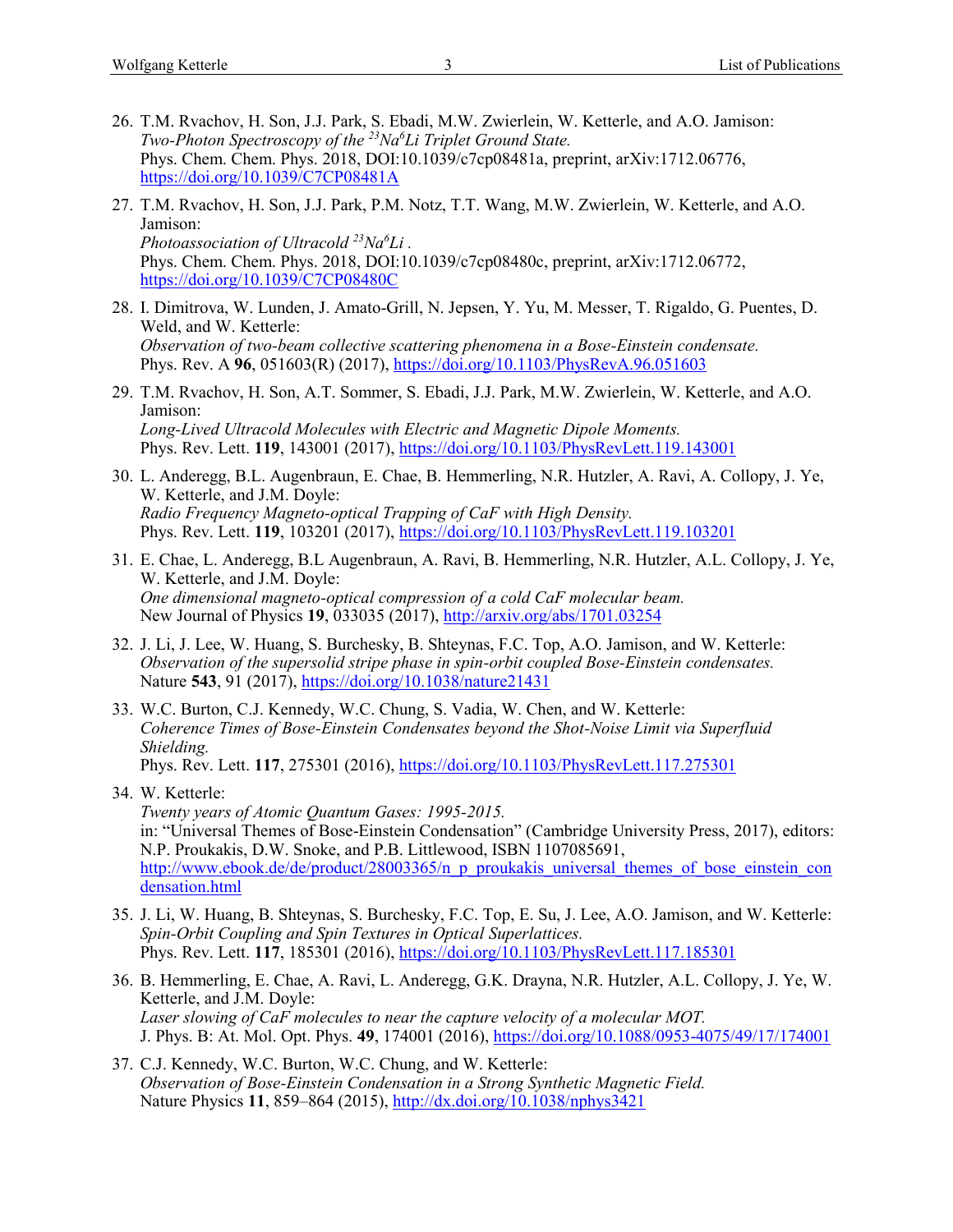26. T.M. Rvachov, H. Son, J.J. Park, S. Ebadi, M.W. Zwierlein, W. Ketterle, and A.O. Jamison:
    *Two-Photon Spectroscopy of the $^{23}Na^{6}Li$ Triplet Ground State.*
    Phys. Chem. Chem. Phys. 2018, DOI:10.1039/c7cp08481a, preprint, arXiv:1712.06776,
    https://doi.org/10.1039/C7CP08481A

27. T.M. Rvachov, H. Son, J.J. Park, P.M. Notz, T.T. Wang, M.W. Zwierlein, W. Ketterle, and A.O. Jamison:
    *Photoassociation of Ultracold $^{23}Na^{6}Li$ .*
    Phys. Chem. Chem. Phys. 2018, DOI:10.1039/c7cp08480c, preprint, arXiv:1712.06772,
    https://doi.org/10.1039/C7CP08480C

28. I. Dimitrova, W. Lunden, J. Amato-Grill, N. Jepsen, Y. Yu, M. Messer, T. Rigaldo, G. Puentes, D. Weld, and W. Ketterle:
    *Observation of two-beam collective scattering phenomena in a Bose-Einstein condensate.*
    Phys. Rev. A **96**, 051603(R) (2017), https://doi.org/10.1103/PhysRevA.96.051603

29. T.M. Rvachov, H. Son, A.T. Sommer, S. Ebadi, J.J. Park, M.W. Zwierlein, W. Ketterle, and A.O. Jamison:
    *Long-Lived Ultracold Molecules with Electric and Magnetic Dipole Moments.*
    Phys. Rev. Lett. **119**, 143001 (2017), https://doi.org/10.1103/PhysRevLett.119.143001

30. L. Anderegg, B.L. Augenbraun, E. Chae, B. Hemmerling, N.R. Hutzler, A. Ravi, A. Collopy, J. Ye, W. Ketterle, and J.M. Doyle:
    *Radio Frequency Magneto-optical Trapping of CaF with High Density.*
    Phys. Rev. Lett. **119**, 103201 (2017), https://doi.org/10.1103/PhysRevLett.119.103201

31. E. Chae, L. Anderegg, B.L Augenbraun, A. Ravi, B. Hemmerling, N.R. Hutzler, A.L. Collopy, J. Ye, W. Ketterle, and J.M. Doyle:
    *One dimensional magneto-optical compression of a cold CaF molecular beam.*
    New Journal of Physics **19**, 033035 (2017), http://arxiv.org/abs/1701.03254

32. J. Li, J. Lee, W. Huang, S. Burchesky, B. Shteynas, F.C. Top, A.O. Jamison, and W. Ketterle:
    *Observation of the supersolid stripe phase in spin-orbit coupled Bose-Einstein condensates.*
    Nature **543**, 91 (2017), https://doi.org/10.1038/nature21431

33. W.C. Burton, C.J. Kennedy, W.C. Chung, S. Vadia, W. Chen, and W. Ketterle:
    *Coherence Times of Bose-Einstein Condensates beyond the Shot-Noise Limit via Superfluid Shielding.*
    Phys. Rev. Lett. **117**, 275301 (2016), https://doi.org/10.1103/PhysRevLett.117.275301

34. W. Ketterle:
    *Twenty years of Atomic Quantum Gases: 1995-2015.*
    in: "Universal Themes of Bose-Einstein Condensation" (Cambridge University Press, 2017), editors: N.P. Proukakis, D.W. Snoke, and P.B. Littlewood, ISBN 1107085691,
    http://www.ebook.de/de/product/28003365/n_p_proukakis_universal_themes_of_bose_einstein_condensation.html

35. J. Li, W. Huang, B. Shteynas, S. Burchesky, F.C. Top, E. Su, J. Lee, A.O. Jamison, and W. Ketterle:
    *Spin-Orbit Coupling and Spin Textures in Optical Superlattices.*
    Phys. Rev. Lett. **117**, 185301 (2016), https://doi.org/10.1103/PhysRevLett.117.185301

36. B. Hemmerling, E. Chae, A. Ravi, L. Anderegg, G.K. Drayna, N.R. Hutzler, A.L. Collopy, J. Ye, W. Ketterle, and J.M. Doyle:
    *Laser slowing of CaF molecules to near the capture velocity of a molecular MOT.*
    J. Phys. B: At. Mol. Opt. Phys. **49**, 174001 (2016), https://doi.org/10.1088/0953-4075/49/17/174001

37. C.J. Kennedy, W.C. Burton, W.C. Chung, and W. Ketterle:
    *Observation of Bose-Einstein Condensation in a Strong Synthetic Magnetic Field.*
    Nature Physics **11**, 859–864 (2015), http://dx.doi.org/10.1038/nphys3421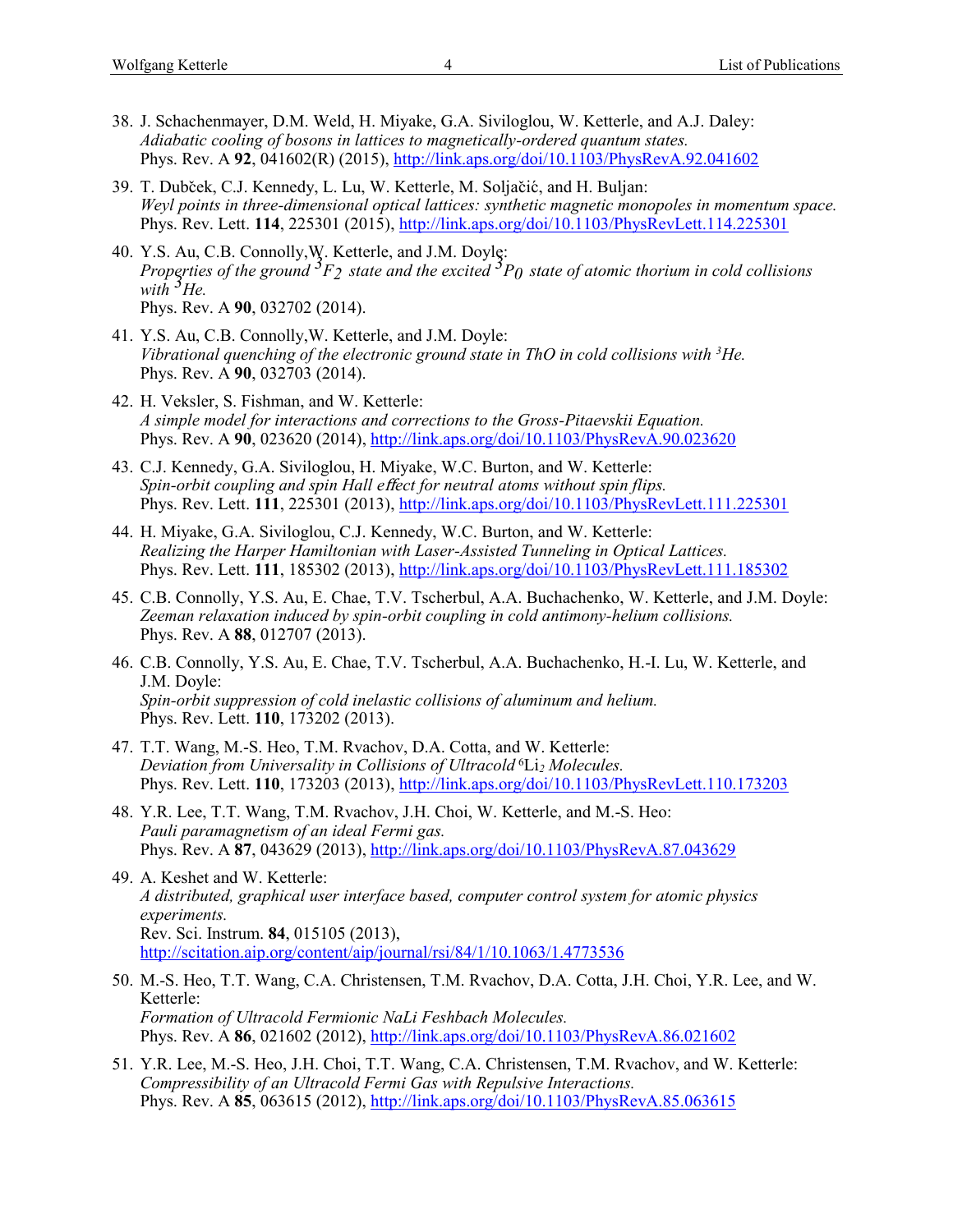38. J. Schachenmayer, D.M. Weld, H. Miyake, G.A. Siviloglou, W. Ketterle, and A.J. Daley:
*Adiabatic cooling of bosons in lattices to magnetically-ordered quantum states.*
Phys. Rev. A **92**, 041602(R) (2015), http://link.aps.org/doi/10.1103/PhysRevA.92.041602

39. T. Dubček, C.J. Kennedy, L. Lu, W. Ketterle, M. Soljačić, and H. Buljan:
*Weyl points in three-dimensional optical lattices: synthetic magnetic monopoles in momentum space.*
Phys. Rev. Lett. **114**, 225301 (2015), http://link.aps.org/doi/10.1103/PhysRevLett.114.225301

40. Y.S. Au, C.B. Connolly,W. Ketterle, and J.M. Doyle:
*Properties of the ground $^3F_2$ state and the excited $^3P_0$ state of atomic thorium in cold collisions with $^3$He.*
Phys. Rev. A **90**, 032702 (2014).

41. Y.S. Au, C.B. Connolly,W. Ketterle, and J.M. Doyle:
*Vibrational quenching of the electronic ground state in ThO in cold collisions with $^3$He.*
Phys. Rev. A **90**, 032703 (2014).

42. H. Veksler, S. Fishman, and W. Ketterle:
*A simple model for interactions and corrections to the Gross-Pitaevskii Equation.*
Phys. Rev. A **90**, 023620 (2014), http://link.aps.org/doi/10.1103/PhysRevA.90.023620

43. C.J. Kennedy, G.A. Siviloglou, H. Miyake, W.C. Burton, and W. Ketterle:
*Spin-orbit coupling and spin Hall effect for neutral atoms without spin flips.*
Phys. Rev. Lett. **111**, 225301 (2013), http://link.aps.org/doi/10.1103/PhysRevLett.111.225301

44. H. Miyake, G.A. Siviloglou, C.J. Kennedy, W.C. Burton, and W. Ketterle:
*Realizing the Harper Hamiltonian with Laser-Assisted Tunneling in Optical Lattices.*
Phys. Rev. Lett. **111**, 185302 (2013), http://link.aps.org/doi/10.1103/PhysRevLett.111.185302

45. C.B. Connolly, Y.S. Au, E. Chae, T.V. Tscherbul, A.A. Buchachenko, W. Ketterle, and J.M. Doyle:
*Zeeman relaxation induced by spin-orbit coupling in cold antimony-helium collisions.*
Phys. Rev. A **88**, 012707 (2013).

46. C.B. Connolly, Y.S. Au, E. Chae, T.V. Tscherbul, A.A. Buchachenko, H.-I. Lu, W. Ketterle, and J.M. Doyle:
*Spin-orbit suppression of cold inelastic collisions of aluminum and helium.*
Phys. Rev. Lett. **110**, 173202 (2013).

47. T.T. Wang, M.-S. Heo, T.M. Rvachov, D.A. Cotta, and W. Ketterle:
*Deviation from Universality in Collisions of Ultracold $^6Li_2$ Molecules.*
Phys. Rev. Lett. **110**, 173203 (2013), http://link.aps.org/doi/10.1103/PhysRevLett.110.173203

48. Y.R. Lee, T.T. Wang, T.M. Rvachov, J.H. Choi, W. Ketterle, and M.-S. Heo:
*Pauli paramagnetism of an ideal Fermi gas.*
Phys. Rev. A **87**, 043629 (2013), http://link.aps.org/doi/10.1103/PhysRevA.87.043629

49. A. Keshet and W. Ketterle:
*A distributed, graphical user interface based, computer control system for atomic physics experiments.*
Rev. Sci. Instrum. **84**, 015105 (2013),
http://scitation.aip.org/content/aip/journal/rsi/84/1/10.1063/1.4773536

50. M.-S. Heo, T.T. Wang, C.A. Christensen, T.M. Rvachov, D.A. Cotta, J.H. Choi, Y.R. Lee, and W. Ketterle:
*Formation of Ultracold Fermionic NaLi Feshbach Molecules.*
Phys. Rev. A **86**, 021602 (2012), http://link.aps.org/doi/10.1103/PhysRevA.86.021602

51. Y.R. Lee, M.-S. Heo, J.H. Choi, T.T. Wang, C.A. Christensen, T.M. Rvachov, and W. Ketterle:
*Compressibility of an Ultracold Fermi Gas with Repulsive Interactions.*
Phys. Rev. A **85**, 063615 (2012), http://link.aps.org/doi/10.1103/PhysRevA.85.063615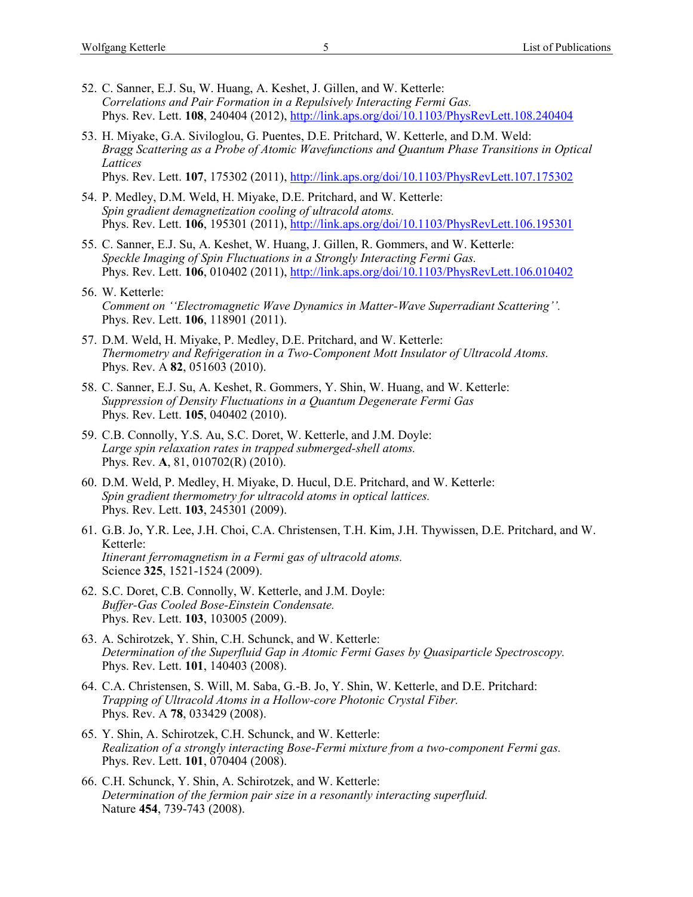52. C. Sanner, E.J. Su, W. Huang, A. Keshet, J. Gillen, and W. Ketterle:
    *Correlations and Pair Formation in a Repulsively Interacting Fermi Gas.*
    Phys. Rev. Lett. **108**, 240404 (2012), http://link.aps.org/doi/10.1103/PhysRevLett.108.240404

53. H. Miyake, G.A. Siviloglou, G. Puentes, D.E. Pritchard, W. Ketterle, and D.M. Weld:
    *Bragg Scattering as a Probe of Atomic Wavefunctions and Quantum Phase Transitions in Optical Lattices*
    Phys. Rev. Lett. **107**, 175302 (2011), http://link.aps.org/doi/10.1103/PhysRevLett.107.175302

54. P. Medley, D.M. Weld, H. Miyake, D.E. Pritchard, and W. Ketterle:
    *Spin gradient demagnetization cooling of ultracold atoms.*
    Phys. Rev. Lett. **106**, 195301 (2011), http://link.aps.org/doi/10.1103/PhysRevLett.106.195301

55. C. Sanner, E.J. Su, A. Keshet, W. Huang, J. Gillen, R. Gommers, and W. Ketterle:
    *Speckle Imaging of Spin Fluctuations in a Strongly Interacting Fermi Gas.*
    Phys. Rev. Lett. **106**, 010402 (2011), http://link.aps.org/doi/10.1103/PhysRevLett.106.010402

56. W. Ketterle:
    *Comment on ''Electromagnetic Wave Dynamics in Matter-Wave Superradiant Scattering''.*
    Phys. Rev. Lett. **106**, 118901 (2011).

57. D.M. Weld, H. Miyake, P. Medley, D.E. Pritchard, and W. Ketterle:
    *Thermometry and Refrigeration in a Two-Component Mott Insulator of Ultracold Atoms.*
    Phys. Rev. A **82**, 051603 (2010).

58. C. Sanner, E.J. Su, A. Keshet, R. Gommers, Y. Shin, W. Huang, and W. Ketterle:
    *Suppression of Density Fluctuations in a Quantum Degenerate Fermi Gas*
    Phys. Rev. Lett. **105**, 040402 (2010).

59. C.B. Connolly, Y.S. Au, S.C. Doret, W. Ketterle, and J.M. Doyle:
    *Large spin relaxation rates in trapped submerged-shell atoms.*
    Phys. Rev. **A**, 81, 010702(R) (2010).

60. D.M. Weld, P. Medley, H. Miyake, D. Hucul, D.E. Pritchard, and W. Ketterle:
    *Spin gradient thermometry for ultracold atoms in optical lattices.*
    Phys. Rev. Lett. **103**, 245301 (2009).

61. G.B. Jo, Y.R. Lee, J.H. Choi, C.A. Christensen, T.H. Kim, J.H. Thywissen, D.E. Pritchard, and W. Ketterle:
    *Itinerant ferromagnetism in a Fermi gas of ultracold atoms.*
    Science **325**, 1521-1524 (2009).

62. S.C. Doret, C.B. Connolly, W. Ketterle, and J.M. Doyle:
    *Buffer-Gas Cooled Bose-Einstein Condensate.*
    Phys. Rev. Lett. **103**, 103005 (2009).

63. A. Schirotzek, Y. Shin, C.H. Schunck, and W. Ketterle:
    *Determination of the Superfluid Gap in Atomic Fermi Gases by Quasiparticle Spectroscopy.*
    Phys. Rev. Lett. **101**, 140403 (2008).

64. C.A. Christensen, S. Will, M. Saba, G.-B. Jo, Y. Shin, W. Ketterle, and D.E. Pritchard:
    *Trapping of Ultracold Atoms in a Hollow-core Photonic Crystal Fiber.*
    Phys. Rev. A **78**, 033429 (2008).

65. Y. Shin, A. Schirotzek, C.H. Schunck, and W. Ketterle:
    *Realization of a strongly interacting Bose-Fermi mixture from a two-component Fermi gas.*
    Phys. Rev. Lett. **101**, 070404 (2008).

66. C.H. Schunck, Y. Shin, A. Schirotzek, and W. Ketterle:
    *Determination of the fermion pair size in a resonantly interacting superfluid.*
    Nature **454**, 739-743 (2008).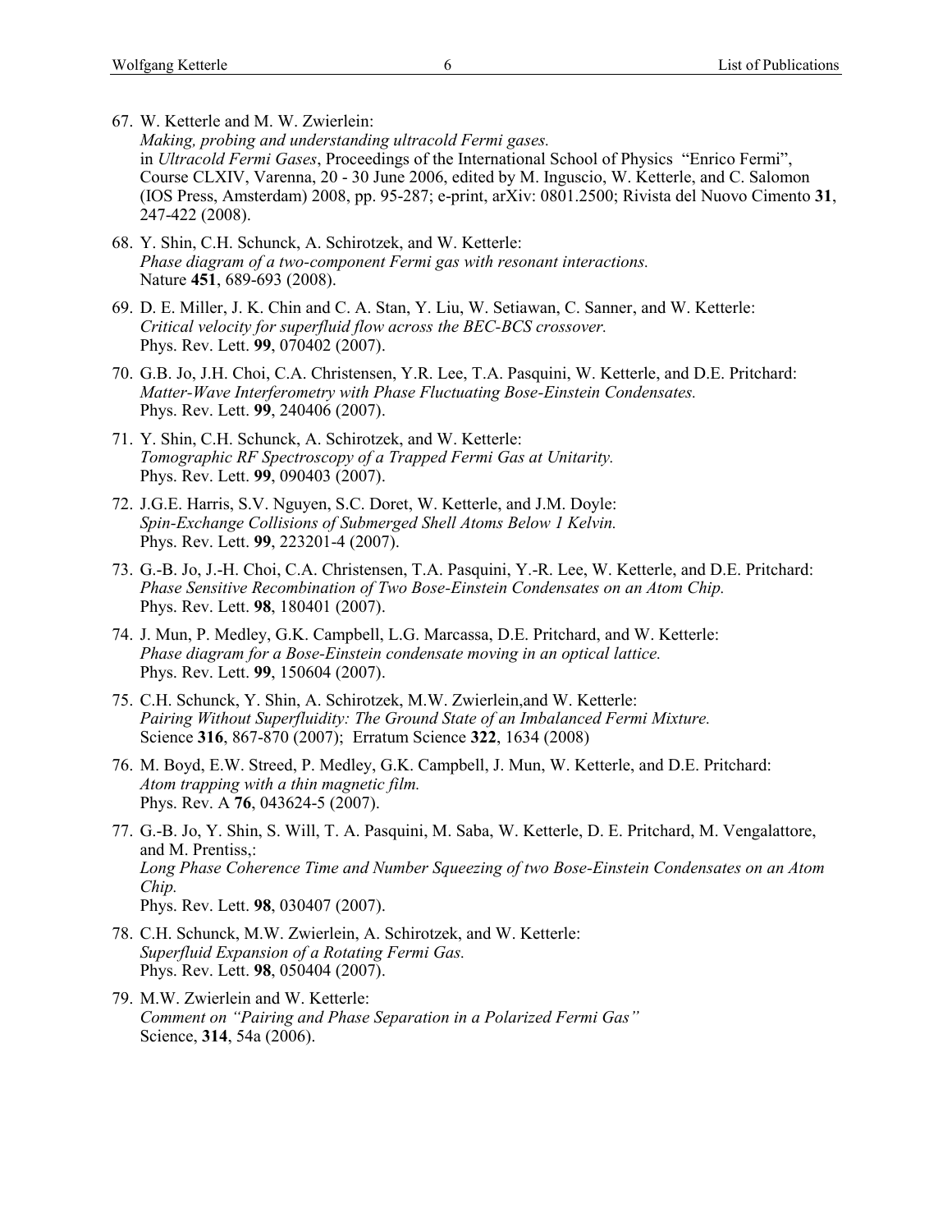67. W. Ketterle and M. W. Zwierlein:
    *Making, probing and understanding ultracold Fermi gases.*
    in *Ultracold Fermi Gases*, Proceedings of the International School of Physics "Enrico Fermi", Course CLXIV, Varenna, 20 - 30 June 2006, edited by M. Inguscio, W. Ketterle, and C. Salomon (IOS Press, Amsterdam) 2008, pp. 95-287; e-print, arXiv: 0801.2500; Rivista del Nuovo Cimento **31**, 247-422 (2008).

68. Y. Shin, C.H. Schunck, A. Schirotzek, and W. Ketterle:
    *Phase diagram of a two-component Fermi gas with resonant interactions.*
    Nature **451**, 689-693 (2008).

69. D. E. Miller, J. K. Chin and C. A. Stan, Y. Liu, W. Setiawan, C. Sanner, and W. Ketterle:
    *Critical velocity for superfluid flow across the BEC-BCS crossover.*
    Phys. Rev. Lett. **99**, 070402 (2007).

70. G.B. Jo, J.H. Choi, C.A. Christensen, Y.R. Lee, T.A. Pasquini, W. Ketterle, and D.E. Pritchard:
    *Matter-Wave Interferometry with Phase Fluctuating Bose-Einstein Condensates.*
    Phys. Rev. Lett. **99**, 240406 (2007).

71. Y. Shin, C.H. Schunck, A. Schirotzek, and W. Ketterle:
    *Tomographic RF Spectroscopy of a Trapped Fermi Gas at Unitarity.*
    Phys. Rev. Lett. **99**, 090403 (2007).

72. J.G.E. Harris, S.V. Nguyen, S.C. Doret, W. Ketterle, and J.M. Doyle:
    *Spin-Exchange Collisions of Submerged Shell Atoms Below 1 Kelvin.*
    Phys. Rev. Lett. **99**, 223201-4 (2007).

73. G.-B. Jo, J.-H. Choi, C.A. Christensen, T.A. Pasquini, Y.-R. Lee, W. Ketterle, and D.E. Pritchard:
    *Phase Sensitive Recombination of Two Bose-Einstein Condensates on an Atom Chip.*
    Phys. Rev. Lett. **98**, 180401 (2007).

74. J. Mun, P. Medley, G.K. Campbell, L.G. Marcassa, D.E. Pritchard, and W. Ketterle:
    *Phase diagram for a Bose-Einstein condensate moving in an optical lattice.*
    Phys. Rev. Lett. **99**, 150604 (2007).

75. C.H. Schunck, Y. Shin, A. Schirotzek, M.W. Zwierlein,and W. Ketterle:
    *Pairing Without Superfluidity: The Ground State of an Imbalanced Fermi Mixture.*
    Science **316**, 867-870 (2007); Erratum Science **322**, 1634 (2008)

76. M. Boyd, E.W. Streed, P. Medley, G.K. Campbell, J. Mun, W. Ketterle, and D.E. Pritchard:
    *Atom trapping with a thin magnetic film.*
    Phys. Rev. A **76**, 043624-5 (2007).

77. G.-B. Jo, Y. Shin, S. Will, T. A. Pasquini, M. Saba, W. Ketterle, D. E. Pritchard, M. Vengalattore, and M. Prentiss,:
    *Long Phase Coherence Time and Number Squeezing of two Bose-Einstein Condensates on an Atom Chip.*
    Phys. Rev. Lett. **98**, 030407 (2007).

78. C.H. Schunck, M.W. Zwierlein, A. Schirotzek, and W. Ketterle:
    *Superfluid Expansion of a Rotating Fermi Gas.*
    Phys. Rev. Lett. **98**, 050404 (2007).

79. M.W. Zwierlein and W. Ketterle:
    *Comment on "Pairing and Phase Separation in a Polarized Fermi Gas"*
    Science, **314**, 54a (2006).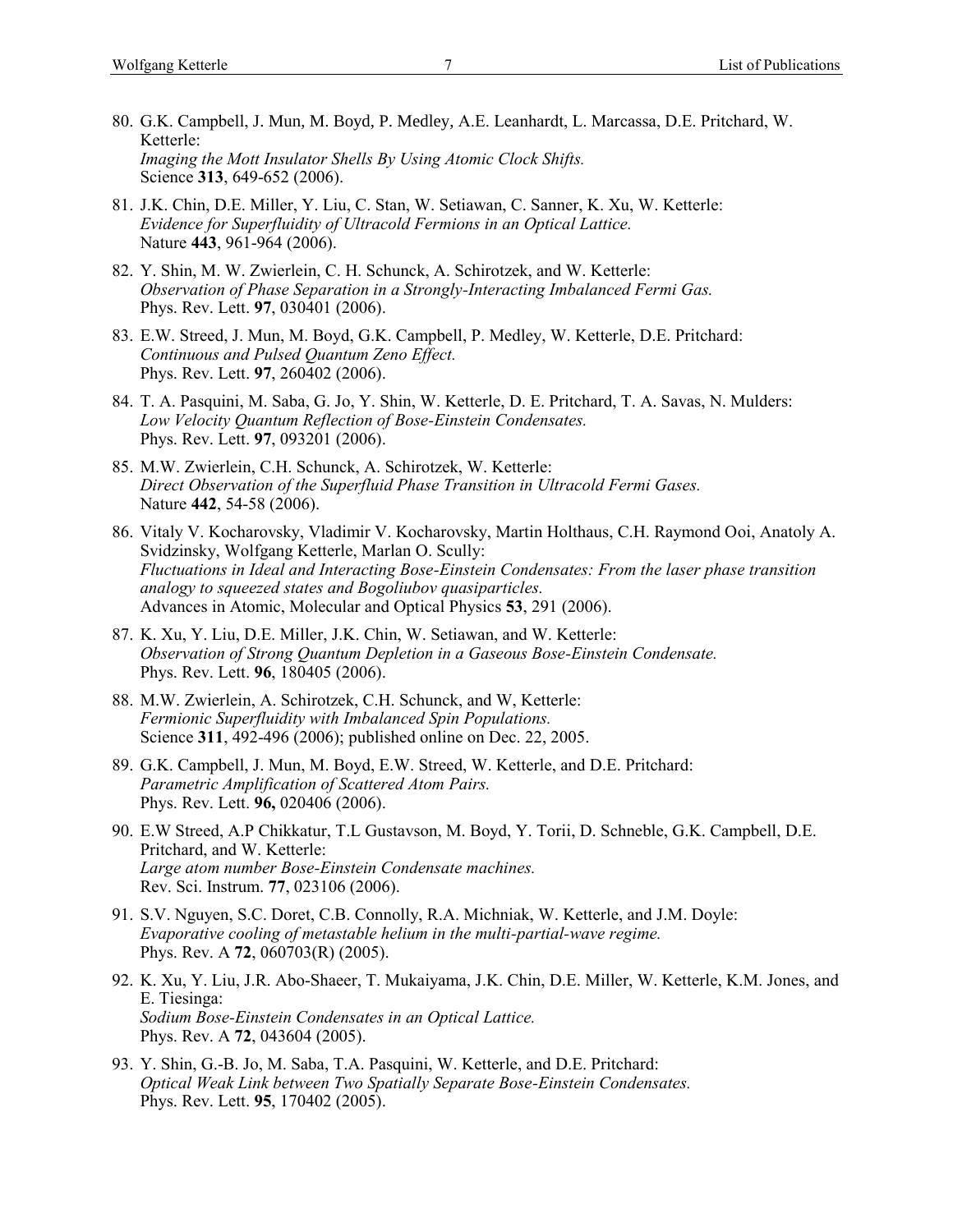80. G.K. Campbell, J. Mun, M. Boyd, P. Medley, A.E. Leanhardt, L. Marcassa, D.E. Pritchard, W. Ketterle:
    *Imaging the Mott Insulator Shells By Using Atomic Clock Shifts.*
    Science **313**, 649-652 (2006).

81. J.K. Chin, D.E. Miller, Y. Liu, C. Stan, W. Setiawan, C. Sanner, K. Xu, W. Ketterle:
    *Evidence for Superfluidity of Ultracold Fermions in an Optical Lattice.*
    Nature **443**, 961-964 (2006).

82. Y. Shin, M. W. Zwierlein, C. H. Schunck, A. Schirotzek, and W. Ketterle:
    *Observation of Phase Separation in a Strongly-Interacting Imbalanced Fermi Gas.*
    Phys. Rev. Lett. **97**, 030401 (2006).

83. E.W. Streed, J. Mun, M. Boyd, G.K. Campbell, P. Medley, W. Ketterle, D.E. Pritchard:
    *Continuous and Pulsed Quantum Zeno Effect.*
    Phys. Rev. Lett. **97**, 260402 (2006).

84. T. A. Pasquini, M. Saba, G. Jo, Y. Shin, W. Ketterle, D. E. Pritchard, T. A. Savas, N. Mulders:
    *Low Velocity Quantum Reflection of Bose-Einstein Condensates.*
    Phys. Rev. Lett. **97**, 093201 (2006).

85. M.W. Zwierlein, C.H. Schunck, A. Schirotzek, W. Ketterle:
    *Direct Observation of the Superfluid Phase Transition in Ultracold Fermi Gases.*
    Nature **442**, 54-58 (2006).

86. Vitaly V. Kocharovsky, Vladimir V. Kocharovsky, Martin Holthaus, C.H. Raymond Ooi, Anatoly A. Svidzinsky, Wolfgang Ketterle, Marlan O. Scully:
    *Fluctuations in Ideal and Interacting Bose-Einstein Condensates: From the laser phase transition analogy to squeezed states and Bogoliubov quasiparticles.*
    Advances in Atomic, Molecular and Optical Physics **53**, 291 (2006).

87. K. Xu, Y. Liu, D.E. Miller, J.K. Chin, W. Setiawan, and W. Ketterle:
    *Observation of Strong Quantum Depletion in a Gaseous Bose-Einstein Condensate.*
    Phys. Rev. Lett. **96**, 180405 (2006).

88. M.W. Zwierlein, A. Schirotzek, C.H. Schunck, and W, Ketterle:
    *Fermionic Superfluidity with Imbalanced Spin Populations.*
    Science **311**, 492-496 (2006); published online on Dec. 22, 2005.

89. G.K. Campbell, J. Mun, M. Boyd, E.W. Streed, W. Ketterle, and D.E. Pritchard:
    *Parametric Amplification of Scattered Atom Pairs.*
    Phys. Rev. Lett. **96,** 020406 (2006).

90. E.W Streed, A.P Chikkatur, T.L Gustavson, M. Boyd, Y. Torii, D. Schneble, G.K. Campbell, D.E. Pritchard, and W. Ketterle:
    *Large atom number Bose-Einstein Condensate machines.*
    Rev. Sci. Instrum. **77**, 023106 (2006).

91. S.V. Nguyen, S.C. Doret, C.B. Connolly, R.A. Michniak, W. Ketterle, and J.M. Doyle:
    *Evaporative cooling of metastable helium in the multi-partial-wave regime.*
    Phys. Rev. A **72**, 060703(R) (2005).

92. K. Xu, Y. Liu, J.R. Abo-Shaeer, T. Mukaiyama, J.K. Chin, D.E. Miller, W. Ketterle, K.M. Jones, and E. Tiesinga:
    *Sodium Bose-Einstein Condensates in an Optical Lattice.*
    Phys. Rev. A **72**, 043604 (2005).

93. Y. Shin, G.-B. Jo, M. Saba, T.A. Pasquini, W. Ketterle, and D.E. Pritchard:
    *Optical Weak Link between Two Spatially Separate Bose-Einstein Condensates.*
    Phys. Rev. Lett. **95**, 170402 (2005).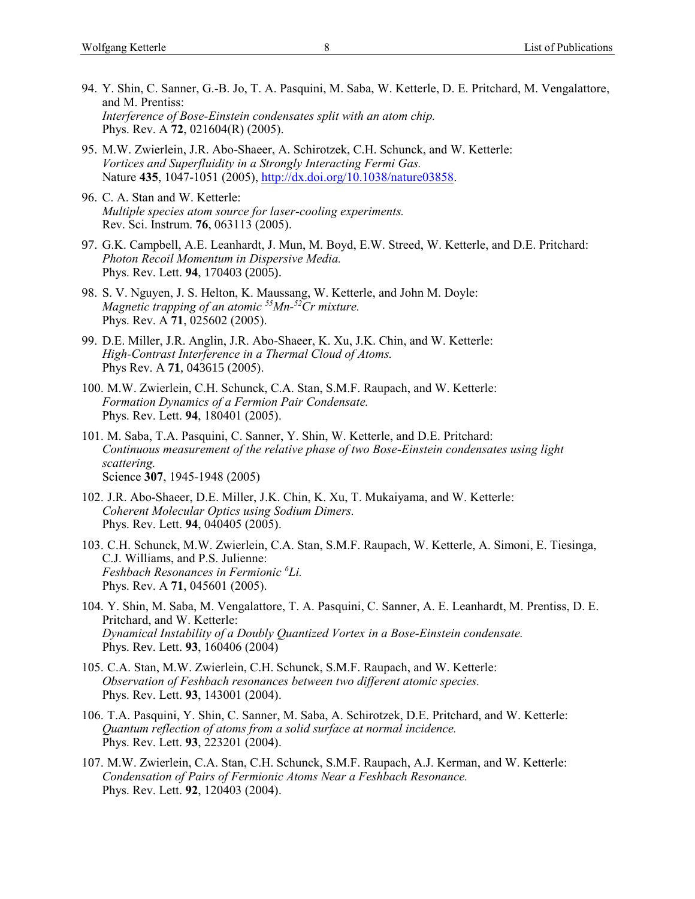94. Y. Shin, C. Sanner, G.-B. Jo, T. A. Pasquini, M. Saba, W. Ketterle, D. E. Pritchard, M. Vengalattore, and M. Prentiss:
    *Interference of Bose-Einstein condensates split with an atom chip.*
    Phys. Rev. A **72**, 021604(R) (2005).

95. M.W. Zwierlein, J.R. Abo-Shaeer, A. Schirotzek, C.H. Schunck, and W. Ketterle:
    *Vortices and Superfluidity in a Strongly Interacting Fermi Gas.*
    Nature **435**, 1047-1051 (2005), http://dx.doi.org/10.1038/nature03858.

96. C. A. Stan and W. Ketterle:
    *Multiple species atom source for laser-cooling experiments.*
    Rev. Sci. Instrum. **76**, 063113 (2005).

97. G.K. Campbell, A.E. Leanhardt, J. Mun, M. Boyd, E.W. Streed, W. Ketterle, and D.E. Pritchard:
    *Photon Recoil Momentum in Dispersive Media.*
    Phys. Rev. Lett. **94**, 170403 (2005).

98. S. V. Nguyen, J. S. Helton, K. Maussang, W. Ketterle, and John M. Doyle:
    *Magnetic trapping of an atomic $^{55}Mn$-$^{52}Cr$ mixture.*
    Phys. Rev. A **71**, 025602 (2005).

99. D.E. Miller, J.R. Anglin, J.R. Abo-Shaeer, K. Xu, J.K. Chin, and W. Ketterle:
    *High-Contrast Interference in a Thermal Cloud of Atoms.*
    Phys Rev. A **71**, 043615 (2005).

100. M.W. Zwierlein, C.H. Schunck, C.A. Stan, S.M.F. Raupach, and W. Ketterle:
    *Formation Dynamics of a Fermion Pair Condensate.*
    Phys. Rev. Lett. **94**, 180401 (2005).

101. M. Saba, T.A. Pasquini, C. Sanner, Y. Shin, W. Ketterle, and D.E. Pritchard:
    *Continuous measurement of the relative phase of two Bose-Einstein condensates using light scattering.*
    Science **307**, 1945-1948 (2005)

102. J.R. Abo-Shaeer, D.E. Miller, J.K. Chin, K. Xu, T. Mukaiyama, and W. Ketterle:
    *Coherent Molecular Optics using Sodium Dimers.*
    Phys. Rev. Lett. **94**, 040405 (2005).

103. C.H. Schunck, M.W. Zwierlein, C.A. Stan, S.M.F. Raupach, W. Ketterle, A. Simoni, E. Tiesinga, C.J. Williams, and P.S. Julienne:
    *Feshbach Resonances in Fermionic $^{6}Li$.*
    Phys. Rev. A **71**, 045601 (2005).

104. Y. Shin, M. Saba, M. Vengalattore, T. A. Pasquini, C. Sanner, A. E. Leanhardt, M. Prentiss, D. E. Pritchard, and W. Ketterle:
    *Dynamical Instability of a Doubly Quantized Vortex in a Bose-Einstein condensate.*
    Phys. Rev. Lett. **93**, 160406 (2004)

105. C.A. Stan, M.W. Zwierlein, C.H. Schunck, S.M.F. Raupach, and W. Ketterle:
    *Observation of Feshbach resonances between two different atomic species.*
    Phys. Rev. Lett. **93**, 143001 (2004).

106. T.A. Pasquini, Y. Shin, C. Sanner, M. Saba, A. Schirotzek, D.E. Pritchard, and W. Ketterle:
    *Quantum reflection of atoms from a solid surface at normal incidence.*
    Phys. Rev. Lett. **93**, 223201 (2004).

107. M.W. Zwierlein, C.A. Stan, C.H. Schunck, S.M.F. Raupach, A.J. Kerman, and W. Ketterle:
    *Condensation of Pairs of Fermionic Atoms Near a Feshbach Resonance.*
    Phys. Rev. Lett. **92**, 120403 (2004).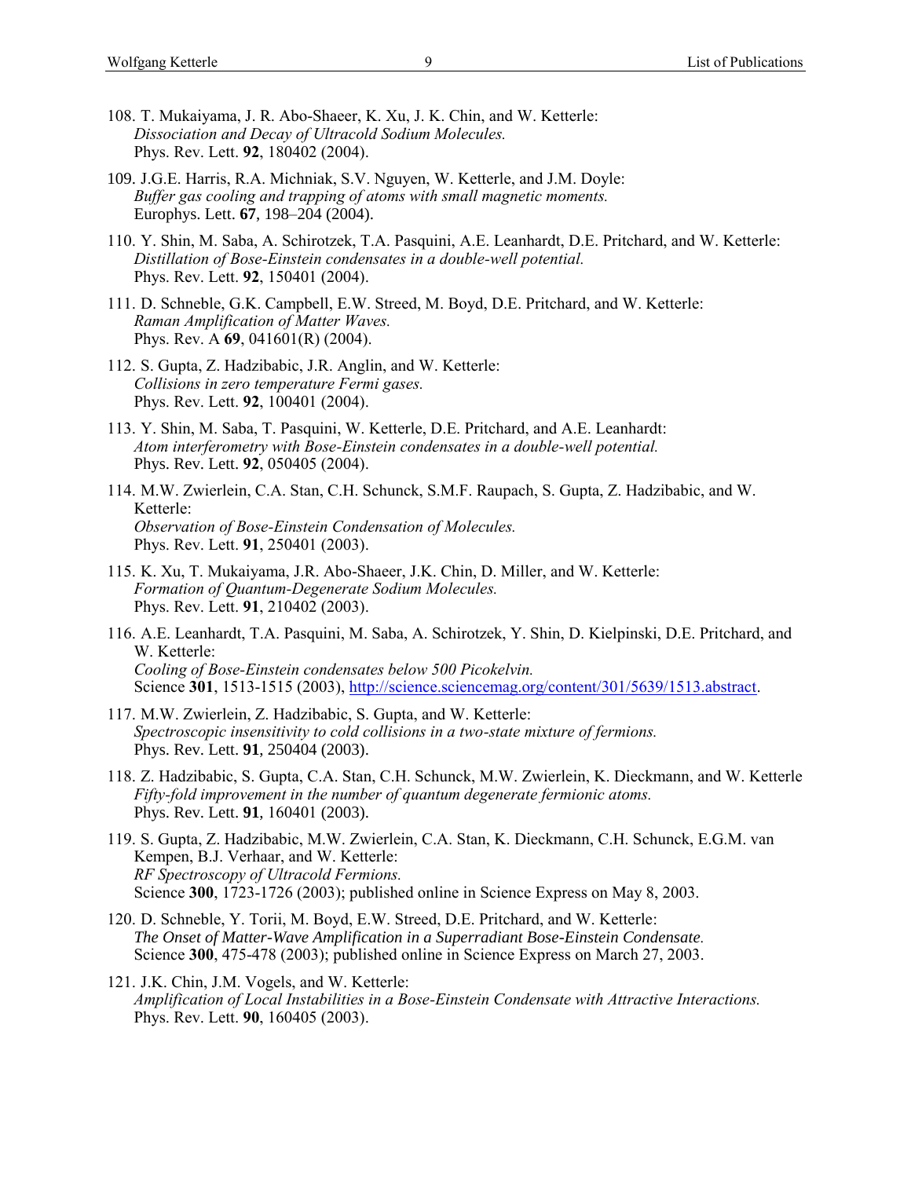108. T. Mukaiyama, J. R. Abo-Shaeer, K. Xu, J. K. Chin, and W. Ketterle:
 *Dissociation and Decay of Ultracold Sodium Molecules.*
 Phys. Rev. Lett. **92**, 180402 (2004).

109. J.G.E. Harris, R.A. Michniak, S.V. Nguyen, W. Ketterle, and J.M. Doyle:
 *Buffer gas cooling and trapping of atoms with small magnetic moments.*
 Europhys. Lett. **67**, 198–204 (2004).

110. Y. Shin, M. Saba, A. Schirotzek, T.A. Pasquini, A.E. Leanhardt, D.E. Pritchard, and W. Ketterle:
 *Distillation of Bose-Einstein condensates in a double-well potential.*
 Phys. Rev. Lett. **92**, 150401 (2004).

111. D. Schneble, G.K. Campbell, E.W. Streed, M. Boyd, D.E. Pritchard, and W. Ketterle:
 *Raman Amplification of Matter Waves.*
 Phys. Rev. A **69**, 041601(R) (2004).

112. S. Gupta, Z. Hadzibabic, J.R. Anglin, and W. Ketterle:
 *Collisions in zero temperature Fermi gases.*
 Phys. Rev. Lett. **92**, 100401 (2004).

113. Y. Shin, M. Saba, T. Pasquini, W. Ketterle, D.E. Pritchard, and A.E. Leanhardt:
 *Atom interferometry with Bose-Einstein condensates in a double-well potential.*
 Phys. Rev. Lett. **92**, 050405 (2004).

114. M.W. Zwierlein, C.A. Stan, C.H. Schunck, S.M.F. Raupach, S. Gupta, Z. Hadzibabic, and W. Ketterle:
 *Observation of Bose-Einstein Condensation of Molecules.*
 Phys. Rev. Lett. **91**, 250401 (2003).

115. K. Xu, T. Mukaiyama, J.R. Abo-Shaeer, J.K. Chin, D. Miller, and W. Ketterle:
 *Formation of Quantum-Degenerate Sodium Molecules.*
 Phys. Rev. Lett. **91**, 210402 (2003).

116. A.E. Leanhardt, T.A. Pasquini, M. Saba, A. Schirotzek, Y. Shin, D. Kielpinski, D.E. Pritchard, and W. Ketterle:
 *Cooling of Bose-Einstein condensates below 500 Picokelvin.*
 Science **301**, 1513-1515 (2003), http://science.sciencemag.org/content/301/5639/1513.abstract.

117. M.W. Zwierlein, Z. Hadzibabic, S. Gupta, and W. Ketterle:
 *Spectroscopic insensitivity to cold collisions in a two-state mixture of fermions.*
 Phys. Rev. Lett. **91**, 250404 (2003).

118. Z. Hadzibabic, S. Gupta, C.A. Stan, C.H. Schunck, M.W. Zwierlein, K. Dieckmann, and W. Ketterle
 *Fifty-fold improvement in the number of quantum degenerate fermionic atoms.*
 Phys. Rev. Lett. **91**, 160401 (2003).

119. S. Gupta, Z. Hadzibabic, M.W. Zwierlein, C.A. Stan, K. Dieckmann, C.H. Schunck, E.G.M. van Kempen, B.J. Verhaar, and W. Ketterle:
 *RF Spectroscopy of Ultracold Fermions.*
 Science **300**, 1723-1726 (2003); published online in Science Express on May 8, 2003.

120. D. Schneble, Y. Torii, M. Boyd, E.W. Streed, D.E. Pritchard, and W. Ketterle:
 *The Onset of Matter-Wave Amplification in a Superradiant Bose-Einstein Condensate.*
 Science **300**, 475-478 (2003); published online in Science Express on March 27, 2003.

121. J.K. Chin, J.M. Vogels, and W. Ketterle:
 *Amplification of Local Instabilities in a Bose-Einstein Condensate with Attractive Interactions.*
 Phys. Rev. Lett. **90**, 160405 (2003).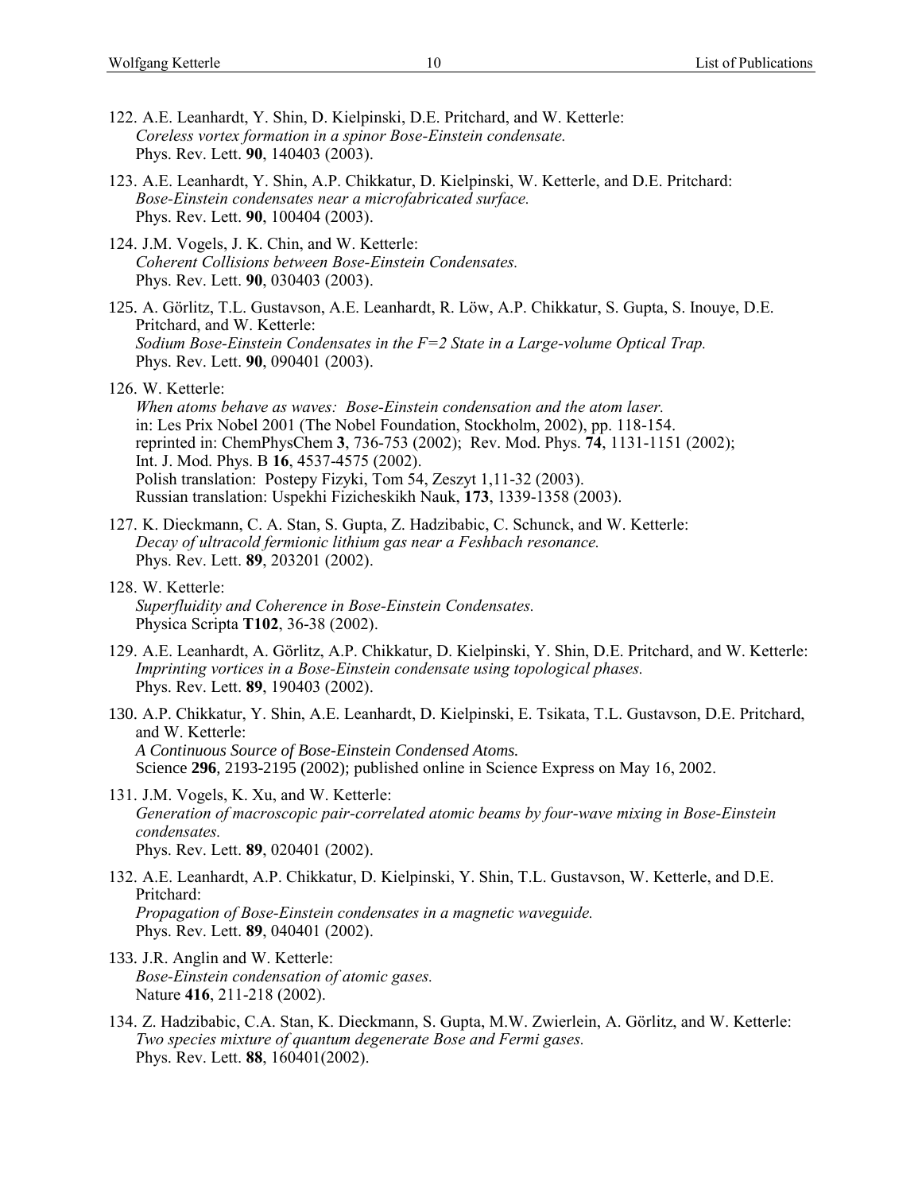122. A.E. Leanhardt, Y. Shin, D. Kielpinski, D.E. Pritchard, and W. Ketterle:
*Coreless vortex formation in a spinor Bose-Einstein condensate.*
Phys. Rev. Lett. **90**, 140403 (2003).

123. A.E. Leanhardt, Y. Shin, A.P. Chikkatur, D. Kielpinski, W. Ketterle, and D.E. Pritchard:
*Bose-Einstein condensates near a microfabricated surface.*
Phys. Rev. Lett. **90**, 100404 (2003).

124. J.M. Vogels, J. K. Chin, and W. Ketterle:
*Coherent Collisions between Bose-Einstein Condensates.*
Phys. Rev. Lett. **90**, 030403 (2003).

125. A. Görlitz, T.L. Gustavson, A.E. Leanhardt, R. Löw, A.P. Chikkatur, S. Gupta, S. Inouye, D.E. Pritchard, and W. Ketterle:
*Sodium Bose-Einstein Condensates in the F=2 State in a Large-volume Optical Trap.*
Phys. Rev. Lett. **90**, 090401 (2003).

126. W. Ketterle:
*When atoms behave as waves: Bose-Einstein condensation and the atom laser.*
in: Les Prix Nobel 2001 (The Nobel Foundation, Stockholm, 2002), pp. 118-154.
reprinted in: ChemPhysChem **3**, 736-753 (2002); Rev. Mod. Phys. **74**, 1131-1151 (2002);
Int. J. Mod. Phys. B **16**, 4537-4575 (2002).
Polish translation: Postepy Fizyki, Tom 54, Zeszyt 1,11-32 (2003).
Russian translation: Uspekhi Fizicheskikh Nauk, **173**, 1339-1358 (2003).

127. K. Dieckmann, C. A. Stan, S. Gupta, Z. Hadzibabic, C. Schunck, and W. Ketterle:
*Decay of ultracold fermionic lithium gas near a Feshbach resonance.*
Phys. Rev. Lett. **89**, 203201 (2002).

128. W. Ketterle:
*Superfluidity and Coherence in Bose-Einstein Condensates.*
Physica Scripta **T102**, 36-38 (2002).

129. A.E. Leanhardt, A. Görlitz, A.P. Chikkatur, D. Kielpinski, Y. Shin, D.E. Pritchard, and W. Ketterle:
*Imprinting vortices in a Bose-Einstein condensate using topological phases.*
Phys. Rev. Lett. **89**, 190403 (2002).

130. A.P. Chikkatur, Y. Shin, A.E. Leanhardt, D. Kielpinski, E. Tsikata, T.L. Gustavson, D.E. Pritchard, and W. Ketterle:
*A Continuous Source of Bose-Einstein Condensed Atoms.*
Science **296**, 2193-2195 (2002); published online in Science Express on May 16, 2002.

131. J.M. Vogels, K. Xu, and W. Ketterle:
*Generation of macroscopic pair-correlated atomic beams by four-wave mixing in Bose-Einstein condensates.*
Phys. Rev. Lett. **89**, 020401 (2002).

132. A.E. Leanhardt, A.P. Chikkatur, D. Kielpinski, Y. Shin, T.L. Gustavson, W. Ketterle, and D.E. Pritchard:
*Propagation of Bose-Einstein condensates in a magnetic waveguide.*
Phys. Rev. Lett. **89**, 040401 (2002).

133. J.R. Anglin and W. Ketterle:
*Bose-Einstein condensation of atomic gases.*
Nature **416**, 211-218 (2002).

134. Z. Hadzibabic, C.A. Stan, K. Dieckmann, S. Gupta, M.W. Zwierlein, A. Görlitz, and W. Ketterle:
*Two species mixture of quantum degenerate Bose and Fermi gases.*
Phys. Rev. Lett. **88**, 160401(2002).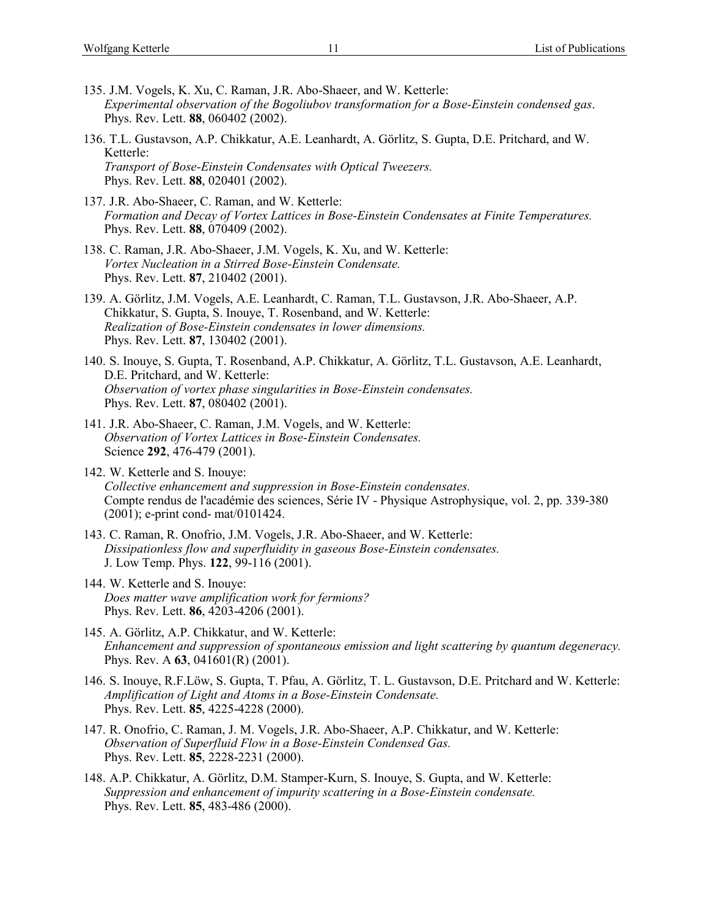135. J.M. Vogels, K. Xu, C. Raman, J.R. Abo-Shaeer, and W. Ketterle:
*Experimental observation of the Bogoliubov transformation for a Bose-Einstein condensed gas*.
Phys. Rev. Lett. **88**, 060402 (2002).

136. T.L. Gustavson, A.P. Chikkatur, A.E. Leanhardt, A. Görlitz, S. Gupta, D.E. Pritchard, and W. Ketterle:
*Transport of Bose-Einstein Condensates with Optical Tweezers.*
Phys. Rev. Lett. **88**, 020401 (2002).

137. J.R. Abo-Shaeer, C. Raman, and W. Ketterle:
*Formation and Decay of Vortex Lattices in Bose-Einstein Condensates at Finite Temperatures.*
Phys. Rev. Lett. **88**, 070409 (2002).

138. C. Raman, J.R. Abo-Shaeer, J.M. Vogels, K. Xu, and W. Ketterle:
*Vortex Nucleation in a Stirred Bose-Einstein Condensate.*
Phys. Rev. Lett. **87**, 210402 (2001).

139. A. Görlitz, J.M. Vogels, A.E. Leanhardt, C. Raman, T.L. Gustavson, J.R. Abo-Shaeer, A.P. Chikkatur, S. Gupta, S. Inouye, T. Rosenband, and W. Ketterle:
*Realization of Bose-Einstein condensates in lower dimensions.*
Phys. Rev. Lett. **87**, 130402 (2001).

140. S. Inouye, S. Gupta, T. Rosenband, A.P. Chikkatur, A. Görlitz, T.L. Gustavson, A.E. Leanhardt, D.E. Pritchard, and W. Ketterle:
*Observation of vortex phase singularities in Bose-Einstein condensates.*
Phys. Rev. Lett. **87**, 080402 (2001).

141. J.R. Abo-Shaeer, C. Raman, J.M. Vogels, and W. Ketterle:
*Observation of Vortex Lattices in Bose-Einstein Condensates.*
Science **292**, 476-479 (2001).

142. W. Ketterle and S. Inouye:
*Collective enhancement and suppression in Bose-Einstein condensates.*
Compte rendus de l'académie des sciences, Série IV - Physique Astrophysique, vol. 2, pp. 339-380 (2001); e-print cond- mat/0101424.

143. C. Raman, R. Onofrio, J.M. Vogels, J.R. Abo-Shaeer, and W. Ketterle:
*Dissipationless flow and superfluidity in gaseous Bose-Einstein condensates.*
J. Low Temp. Phys. **122**, 99-116 (2001).

144. W. Ketterle and S. Inouye:
*Does matter wave amplification work for fermions?*
Phys. Rev. Lett. **86**, 4203-4206 (2001).

145. A. Görlitz, A.P. Chikkatur, and W. Ketterle:
*Enhancement and suppression of spontaneous emission and light scattering by quantum degeneracy.*
Phys. Rev. A **63**, 041601(R) (2001).

146. S. Inouye, R.F.Löw, S. Gupta, T. Pfau, A. Görlitz, T. L. Gustavson, D.E. Pritchard and W. Ketterle:
*Amplification of Light and Atoms in a Bose-Einstein Condensate.*
Phys. Rev. Lett. **85**, 4225-4228 (2000).

147. R. Onofrio, C. Raman, J. M. Vogels, J.R. Abo-Shaeer, A.P. Chikkatur, and W. Ketterle:
*Observation of Superfluid Flow in a Bose-Einstein Condensed Gas.*
Phys. Rev. Lett. **85**, 2228-2231 (2000).

148. A.P. Chikkatur, A. Görlitz, D.M. Stamper-Kurn, S. Inouye, S. Gupta, and W. Ketterle:
*Suppression and enhancement of impurity scattering in a Bose-Einstein condensate.*
Phys. Rev. Lett. **85**, 483-486 (2000).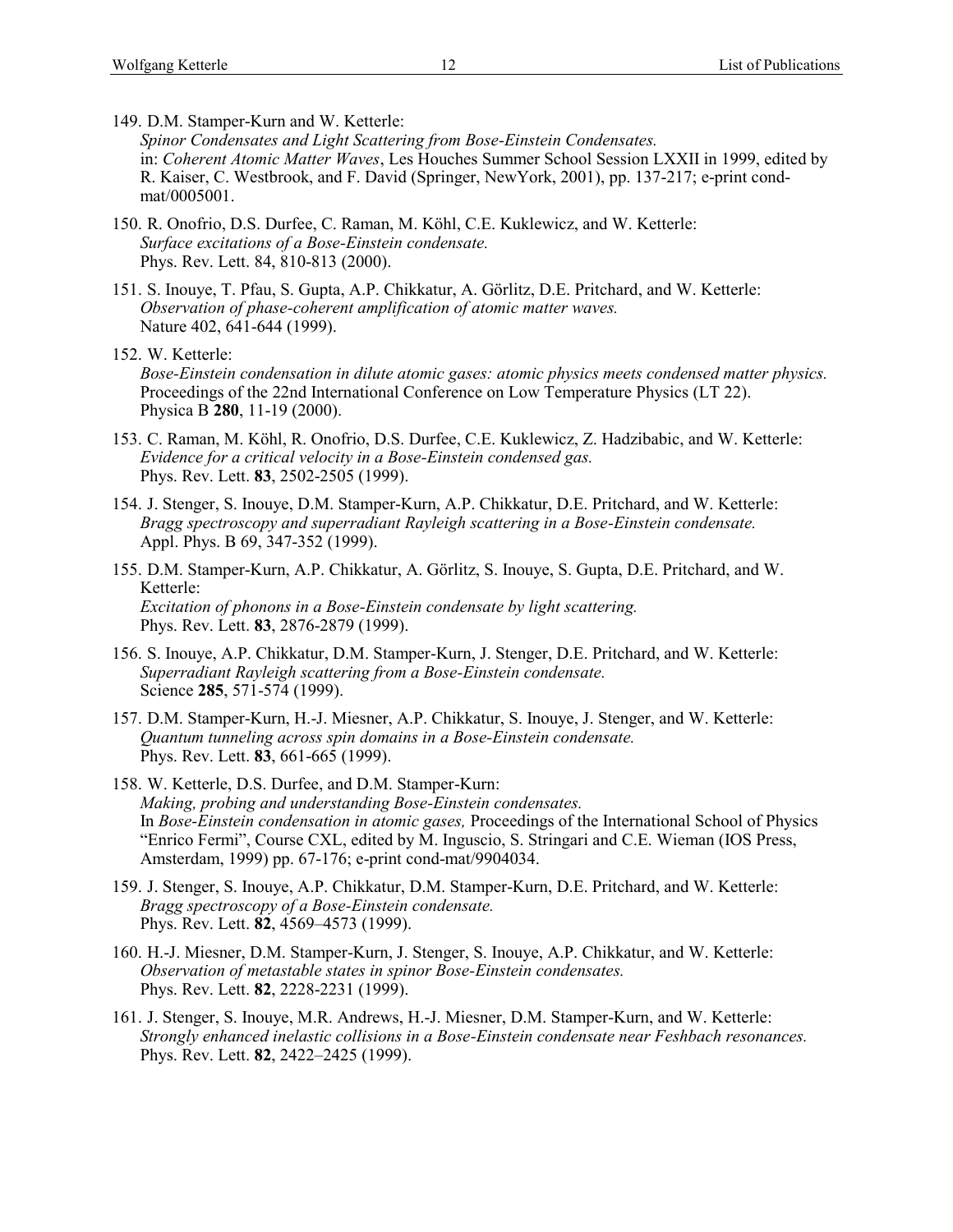149. D.M. Stamper-Kurn and W. Ketterle:
*Spinor Condensates and Light Scattering from Bose-Einstein Condensates.*
in: *Coherent Atomic Matter Waves*, Les Houches Summer School Session LXXII in 1999, edited by R. Kaiser, C. Westbrook, and F. David (Springer, NewYork, 2001), pp. 137-217; e-print cond-mat/0005001.

150. R. Onofrio, D.S. Durfee, C. Raman, M. Köhl, C.E. Kuklewicz, and W. Ketterle:
*Surface excitations of a Bose-Einstein condensate.*
Phys. Rev. Lett. 84, 810-813 (2000).

151. S. Inouye, T. Pfau, S. Gupta, A.P. Chikkatur, A. Görlitz, D.E. Pritchard, and W. Ketterle:
*Observation of phase-coherent amplification of atomic matter waves.*
Nature 402, 641-644 (1999).

152. W. Ketterle:
*Bose-Einstein condensation in dilute atomic gases: atomic physics meets condensed matter physics.*
Proceedings of the 22nd International Conference on Low Temperature Physics (LT 22).
Physica B **280**, 11-19 (2000).

153. C. Raman, M. Köhl, R. Onofrio, D.S. Durfee, C.E. Kuklewicz, Z. Hadzibabic, and W. Ketterle:
*Evidence for a critical velocity in a Bose-Einstein condensed gas.*
Phys. Rev. Lett. **83**, 2502-2505 (1999).

154. J. Stenger, S. Inouye, D.M. Stamper-Kurn, A.P. Chikkatur, D.E. Pritchard, and W. Ketterle:
*Bragg spectroscopy and superradiant Rayleigh scattering in a Bose-Einstein condensate.*
Appl. Phys. B 69, 347-352 (1999).

155. D.M. Stamper-Kurn, A.P. Chikkatur, A. Görlitz, S. Inouye, S. Gupta, D.E. Pritchard, and W. Ketterle:
*Excitation of phonons in a Bose-Einstein condensate by light scattering.*
Phys. Rev. Lett. **83**, 2876-2879 (1999).

156. S. Inouye, A.P. Chikkatur, D.M. Stamper-Kurn, J. Stenger, D.E. Pritchard, and W. Ketterle:
*Superradiant Rayleigh scattering from a Bose-Einstein condensate.*
Science **285**, 571-574 (1999).

157. D.M. Stamper-Kurn, H.-J. Miesner, A.P. Chikkatur, S. Inouye, J. Stenger, and W. Ketterle:
*Quantum tunneling across spin domains in a Bose-Einstein condensate.*
Phys. Rev. Lett. **83**, 661-665 (1999).

158. W. Ketterle, D.S. Durfee, and D.M. Stamper-Kurn:
*Making, probing and understanding Bose-Einstein condensates.*
In *Bose-Einstein condensation in atomic gases,* Proceedings of the International School of Physics "Enrico Fermi", Course CXL, edited by M. Inguscio, S. Stringari and C.E. Wieman (IOS Press, Amsterdam, 1999) pp. 67-176; e-print cond-mat/9904034.

159. J. Stenger, S. Inouye, A.P. Chikkatur, D.M. Stamper-Kurn, D.E. Pritchard, and W. Ketterle:
*Bragg spectroscopy of a Bose-Einstein condensate.*
Phys. Rev. Lett. **82**, 4569–4573 (1999).

160. H.-J. Miesner, D.M. Stamper-Kurn, J. Stenger, S. Inouye, A.P. Chikkatur, and W. Ketterle:
*Observation of metastable states in spinor Bose-Einstein condensates.*
Phys. Rev. Lett. **82**, 2228-2231 (1999).

161. J. Stenger, S. Inouye, M.R. Andrews, H.-J. Miesner, D.M. Stamper-Kurn, and W. Ketterle:
*Strongly enhanced inelastic collisions in a Bose-Einstein condensate near Feshbach resonances.*
Phys. Rev. Lett. **82**, 2422–2425 (1999).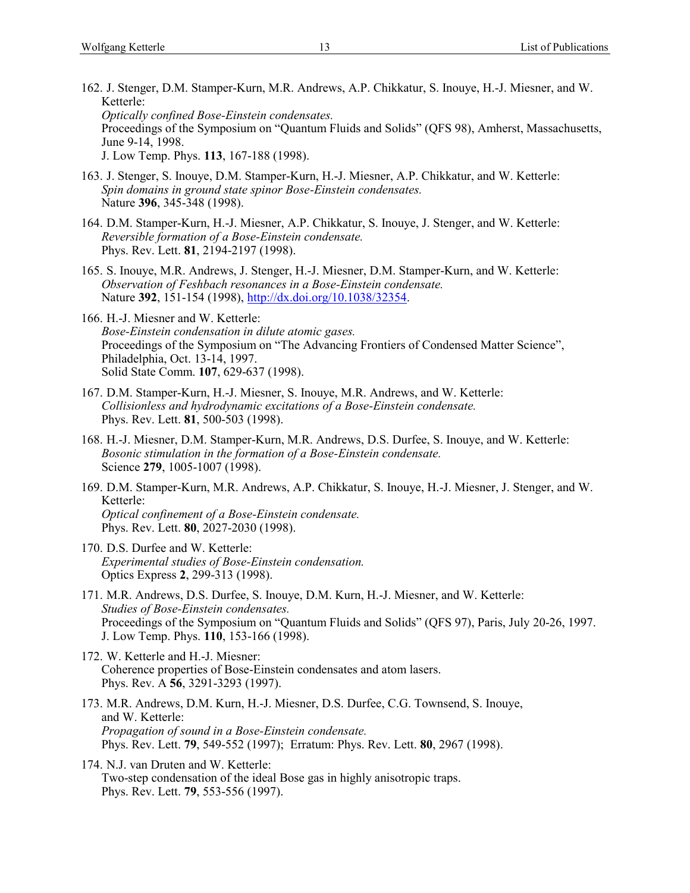162. J. Stenger, D.M. Stamper-Kurn, M.R. Andrews, A.P. Chikkatur, S. Inouye, H.-J. Miesner, and W. Ketterle:
*Optically confined Bose-Einstein condensates.*
Proceedings of the Symposium on "Quantum Fluids and Solids" (QFS 98), Amherst, Massachusetts, June 9-14, 1998.
J. Low Temp. Phys. **113**, 167-188 (1998).

163. J. Stenger, S. Inouye, D.M. Stamper-Kurn, H.-J. Miesner, A.P. Chikkatur, and W. Ketterle:
*Spin domains in ground state spinor Bose-Einstein condensates.*
Nature **396**, 345-348 (1998).

164. D.M. Stamper-Kurn, H.-J. Miesner, A.P. Chikkatur, S. Inouye, J. Stenger, and W. Ketterle:
*Reversible formation of a Bose-Einstein condensate.*
Phys. Rev. Lett. **81**, 2194-2197 (1998).

165. S. Inouye, M.R. Andrews, J. Stenger, H.-J. Miesner, D.M. Stamper-Kurn, and W. Ketterle:
*Observation of Feshbach resonances in a Bose-Einstein condensate.*
Nature **392**, 151-154 (1998), http://dx.doi.org/10.1038/32354.

166. H.-J. Miesner and W. Ketterle:
*Bose-Einstein condensation in dilute atomic gases.*
Proceedings of the Symposium on "The Advancing Frontiers of Condensed Matter Science", Philadelphia, Oct. 13-14, 1997.
Solid State Comm. **107**, 629-637 (1998).

167. D.M. Stamper-Kurn, H.-J. Miesner, S. Inouye, M.R. Andrews, and W. Ketterle:
*Collisionless and hydrodynamic excitations of a Bose-Einstein condensate.*
Phys. Rev. Lett. **81**, 500-503 (1998).

168. H.-J. Miesner, D.M. Stamper-Kurn, M.R. Andrews, D.S. Durfee, S. Inouye, and W. Ketterle:
*Bosonic stimulation in the formation of a Bose-Einstein condensate.*
Science **279**, 1005-1007 (1998).

169. D.M. Stamper-Kurn, M.R. Andrews, A.P. Chikkatur, S. Inouye, H.-J. Miesner, J. Stenger, and W. Ketterle:
*Optical confinement of a Bose-Einstein condensate.*
Phys. Rev. Lett. **80**, 2027-2030 (1998).

170. D.S. Durfee and W. Ketterle:
*Experimental studies of Bose-Einstein condensation.*
Optics Express **2**, 299-313 (1998).

171. M.R. Andrews, D.S. Durfee, S. Inouye, D.M. Kurn, H.-J. Miesner, and W. Ketterle:
*Studies of Bose-Einstein condensates.*
Proceedings of the Symposium on "Quantum Fluids and Solids" (QFS 97), Paris, July 20-26, 1997.
J. Low Temp. Phys. **110**, 153-166 (1998).

172. W. Ketterle and H.-J. Miesner:
Coherence properties of Bose-Einstein condensates and atom lasers.
Phys. Rev. A **56**, 3291-3293 (1997).

173. M.R. Andrews, D.M. Kurn, H.-J. Miesner, D.S. Durfee, C.G. Townsend, S. Inouye, and W. Ketterle:
*Propagation of sound in a Bose-Einstein condensate.*
Phys. Rev. Lett. **79**, 549-552 (1997); Erratum: Phys. Rev. Lett. **80**, 2967 (1998).

174. N.J. van Druten and W. Ketterle:
Two-step condensation of the ideal Bose gas in highly anisotropic traps.
Phys. Rev. Lett. **79**, 553-556 (1997).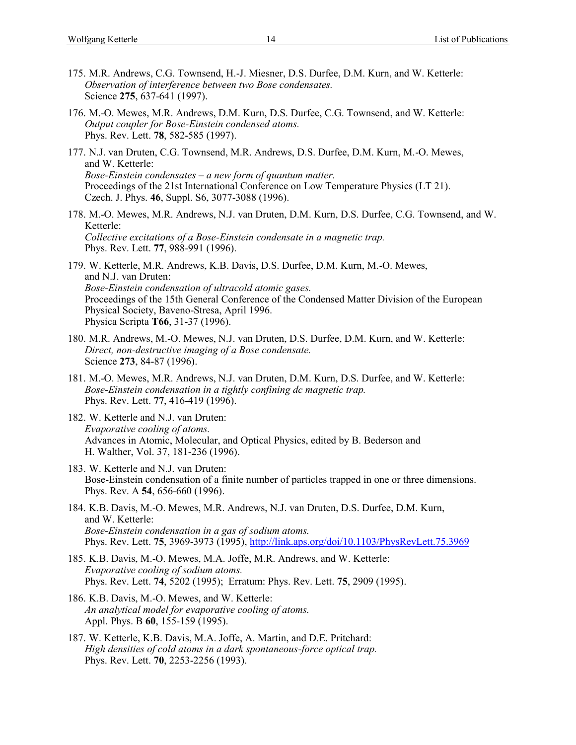175. M.R. Andrews, C.G. Townsend, H.-J. Miesner, D.S. Durfee, D.M. Kurn, and W. Ketterle:
*Observation of interference between two Bose condensates.*
Science **275**, 637-641 (1997).

176. M.-O. Mewes, M.R. Andrews, D.M. Kurn, D.S. Durfee, C.G. Townsend, and W. Ketterle:
*Output coupler for Bose-Einstein condensed atoms.*
Phys. Rev. Lett. **78**, 582-585 (1997).

177. N.J. van Druten, C.G. Townsend, M.R. Andrews, D.S. Durfee, D.M. Kurn, M.-O. Mewes, and W. Ketterle:
*Bose-Einstein condensates – a new form of quantum matter.*
Proceedings of the 21st International Conference on Low Temperature Physics (LT 21).
Czech. J. Phys. **46**, Suppl. S6, 3077-3088 (1996).

178. M.-O. Mewes, M.R. Andrews, N.J. van Druten, D.M. Kurn, D.S. Durfee, C.G. Townsend, and W. Ketterle:
*Collective excitations of a Bose-Einstein condensate in a magnetic trap.*
Phys. Rev. Lett. **77**, 988-991 (1996).

179. W. Ketterle, M.R. Andrews, K.B. Davis, D.S. Durfee, D.M. Kurn, M.-O. Mewes, and N.J. van Druten:
*Bose-Einstein condensation of ultracold atomic gases.*
Proceedings of the 15th General Conference of the Condensed Matter Division of the European Physical Society, Baveno-Stresa, April 1996.
Physica Scripta **T66**, 31-37 (1996).

180. M.R. Andrews, M.-O. Mewes, N.J. van Druten, D.S. Durfee, D.M. Kurn, and W. Ketterle:
*Direct, non-destructive imaging of a Bose condensate.*
Science **273**, 84-87 (1996).

181. M.-O. Mewes, M.R. Andrews, N.J. van Druten, D.M. Kurn, D.S. Durfee, and W. Ketterle:
*Bose-Einstein condensation in a tightly confining dc magnetic trap.*
Phys. Rev. Lett. **77**, 416-419 (1996).

182. W. Ketterle and N.J. van Druten:
*Evaporative cooling of atoms.*
Advances in Atomic, Molecular, and Optical Physics, edited by B. Bederson and H. Walther, Vol. 37, 181-236 (1996).

183. W. Ketterle and N.J. van Druten:
Bose-Einstein condensation of a finite number of particles trapped in one or three dimensions.
Phys. Rev. A **54**, 656-660 (1996).

184. K.B. Davis, M.-O. Mewes, M.R. Andrews, N.J. van Druten, D.S. Durfee, D.M. Kurn, and W. Ketterle:
*Bose-Einstein condensation in a gas of sodium atoms.*
Phys. Rev. Lett. **75**, 3969-3973 (1995), http://link.aps.org/doi/10.1103/PhysRevLett.75.3969

185. K.B. Davis, M.-O. Mewes, M.A. Joffe, M.R. Andrews, and W. Ketterle:
*Evaporative cooling of sodium atoms.*
Phys. Rev. Lett. **74**, 5202 (1995); Erratum: Phys. Rev. Lett. **75**, 2909 (1995).

186. K.B. Davis, M.-O. Mewes, and W. Ketterle:
*An analytical model for evaporative cooling of atoms.*
Appl. Phys. B **60**, 155-159 (1995).

187. W. Ketterle, K.B. Davis, M.A. Joffe, A. Martin, and D.E. Pritchard:
*High densities of cold atoms in a dark spontaneous-force optical trap.*
Phys. Rev. Lett. **70**, 2253-2256 (1993).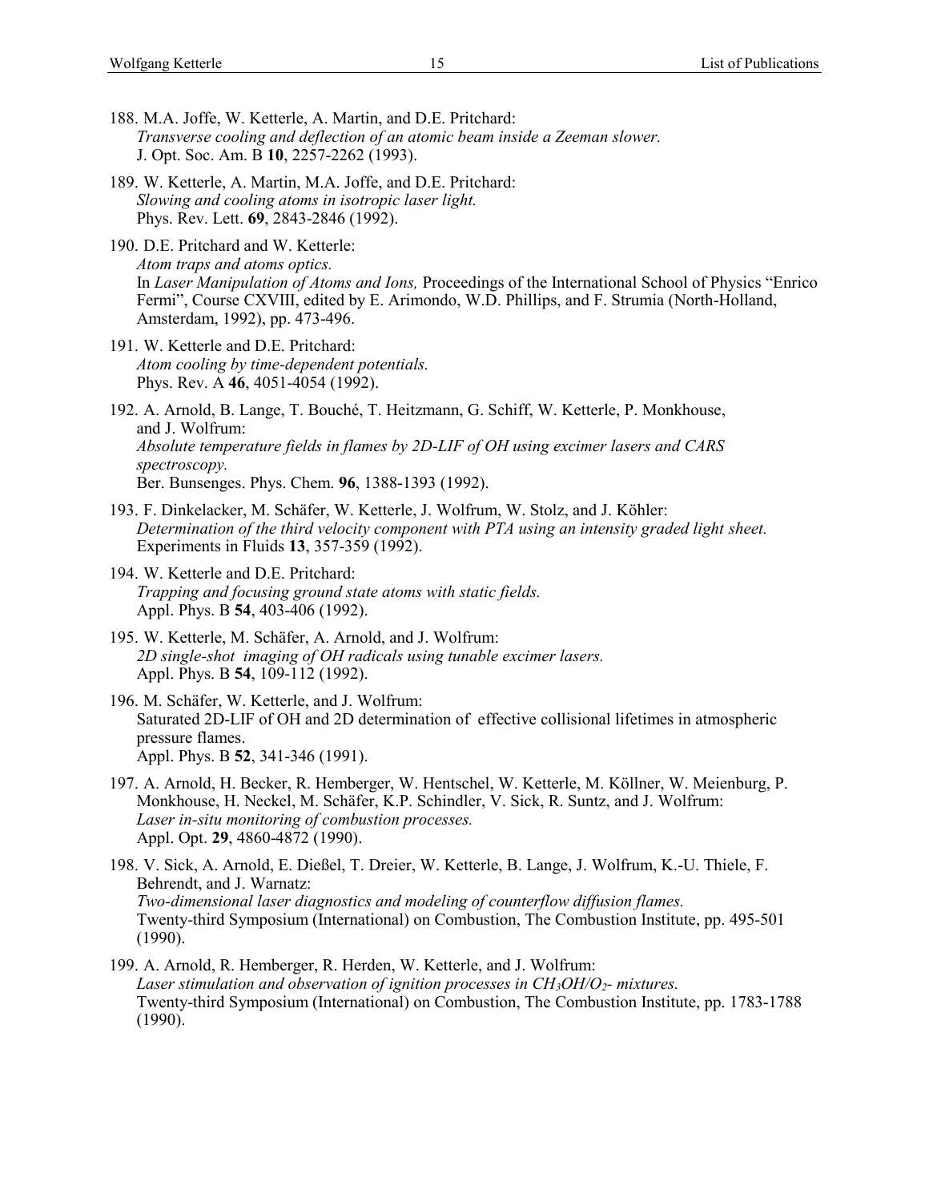188. M.A. Joffe, W. Ketterle, A. Martin, and D.E. Pritchard:  
*Transverse cooling and deflection of an atomic beam inside a Zeeman slower.*  
J. Opt. Soc. Am. B **10**, 2257-2262 (1993).

189. W. Ketterle, A. Martin, M.A. Joffe, and D.E. Pritchard:  
*Slowing and cooling atoms in isotropic laser light.*  
Phys. Rev. Lett. **69**, 2843-2846 (1992).

190. D.E. Pritchard and W. Ketterle:  
*Atom traps and atoms optics.*  
In *Laser Manipulation of Atoms and Ions,* Proceedings of the International School of Physics "Enrico Fermi", Course CXVIII, edited by E. Arimondo, W.D. Phillips, and F. Strumia (North-Holland, Amsterdam, 1992), pp. 473-496.

191. W. Ketterle and D.E. Pritchard:  
*Atom cooling by time-dependent potentials.*  
Phys. Rev. A **46**, 4051-4054 (1992).

192. A. Arnold, B. Lange, T. Bouché, T. Heitzmann, G. Schiff, W. Ketterle, P. Monkhouse, and J. Wolfrum:  
*Absolute temperature fields in flames by 2D-LIF of OH using excimer lasers and CARS spectroscopy.*  
Ber. Bunsenges. Phys. Chem. **96**, 1388-1393 (1992).

193. F. Dinkelacker, M. Schäfer, W. Ketterle, J. Wolfrum, W. Stolz, and J. Köhler:  
*Determination of the third velocity component with PTA using an intensity graded light sheet.*  
Experiments in Fluids **13**, 357-359 (1992).

194. W. Ketterle and D.E. Pritchard:  
*Trapping and focusing ground state atoms with static fields.*  
Appl. Phys. B **54**, 403-406 (1992).

195. W. Ketterle, M. Schäfer, A. Arnold, and J. Wolfrum:  
*2D single-shot imaging of OH radicals using tunable excimer lasers.*  
Appl. Phys. B **54**, 109-112 (1992).

196. M. Schäfer, W. Ketterle, and J. Wolfrum:  
Saturated 2D-LIF of OH and 2D determination of effective collisional lifetimes in atmospheric pressure flames.  
Appl. Phys. B **52**, 341-346 (1991).

197. A. Arnold, H. Becker, R. Hemberger, W. Hentschel, W. Ketterle, M. Köllner, W. Meienburg, P. Monkhouse, H. Neckel, M. Schäfer, K.P. Schindler, V. Sick, R. Suntz, and J. Wolfrum:  
*Laser in-situ monitoring of combustion processes.*  
Appl. Opt. **29**, 4860-4872 (1990).

198. V. Sick, A. Arnold, E. Dießel, T. Dreier, W. Ketterle, B. Lange, J. Wolfrum, K.-U. Thiele, F. Behrendt, and J. Warnatz:  
*Two-dimensional laser diagnostics and modeling of counterflow diffusion flames.*  
Twenty-third Symposium (International) on Combustion, The Combustion Institute, pp. 495-501 (1990).

199. A. Arnold, R. Hemberger, R. Herden, W. Ketterle, and J. Wolfrum:  
*Laser stimulation and observation of ignition processes in $CH_3OH/O_2$- mixtures.*  
Twenty-third Symposium (International) on Combustion, The Combustion Institute, pp. 1783-1788 (1990).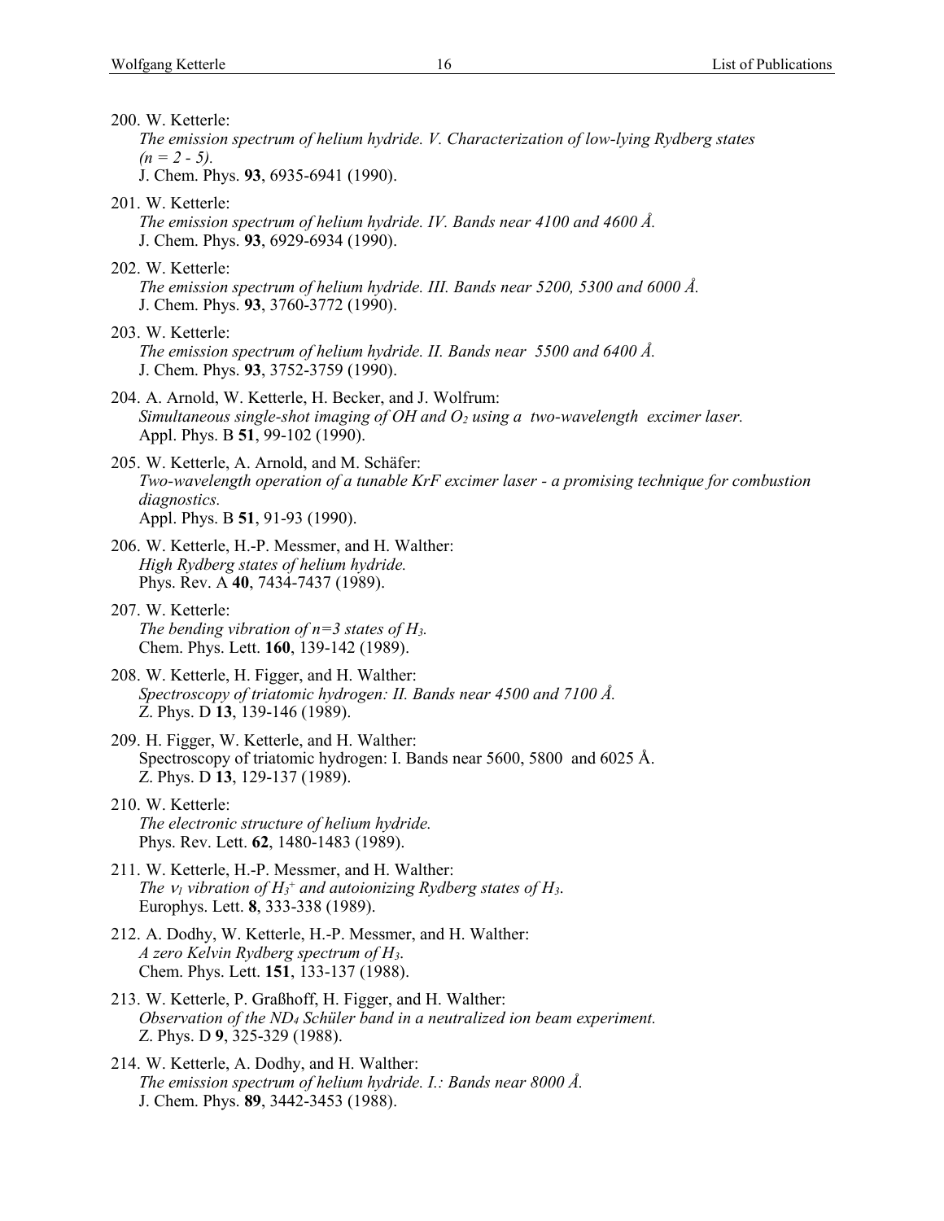200. W. Ketterle:
*The emission spectrum of helium hydride. V. Characterization of low-lying Rydberg states (n = 2 - 5).*
J. Chem. Phys. **93**, 6935-6941 (1990).

201. W. Ketterle:
*The emission spectrum of helium hydride. IV. Bands near 4100 and 4600 Å.*
J. Chem. Phys. **93**, 6929-6934 (1990).

202. W. Ketterle:
*The emission spectrum of helium hydride. III. Bands near 5200, 5300 and 6000 Å.*
J. Chem. Phys. **93**, 3760-3772 (1990).

203. W. Ketterle:
*The emission spectrum of helium hydride. II. Bands near 5500 and 6400 Å.*
J. Chem. Phys. **93**, 3752-3759 (1990).

204. A. Arnold, W. Ketterle, H. Becker, and J. Wolfrum:
*Simultaneous single-shot imaging of OH and $O_2$ using a two-wavelength excimer laser.*
Appl. Phys. B **51**, 99-102 (1990).

205. W. Ketterle, A. Arnold, and M. Schäfer:
*Two-wavelength operation of a tunable KrF excimer laser - a promising technique for combustion diagnostics.*
Appl. Phys. B **51**, 91-93 (1990).

206. W. Ketterle, H.-P. Messmer, and H. Walther:
*High Rydberg states of helium hydride.*
Phys. Rev. A **40**, 7434-7437 (1989).

207. W. Ketterle:
*The bending vibration of n=3 states of $H_3$.*
Chem. Phys. Lett. **160**, 139-142 (1989).

208. W. Ketterle, H. Figger, and H. Walther:
*Spectroscopy of triatomic hydrogen: II. Bands near 4500 and 7100 Å.*
Z. Phys. D **13**, 139-146 (1989).

209. H. Figger, W. Ketterle, and H. Walther:
Spectroscopy of triatomic hydrogen: I. Bands near 5600, 5800 and 6025 Å.
Z. Phys. D **13**, 129-137 (1989).

210. W. Ketterle:
*The electronic structure of helium hydride.*
Phys. Rev. Lett. **62**, 1480-1483 (1989).

211. W. Ketterle, H.-P. Messmer, and H. Walther:
*The $\nu_1$ vibration of $H_3^+$ and autoionizing Rydberg states of $H_3$.*
Europhys. Lett. **8**, 333-338 (1989).

212. A. Dodhy, W. Ketterle, H.-P. Messmer, and H. Walther:
*A zero Kelvin Rydberg spectrum of $H_3$.*
Chem. Phys. Lett. **151**, 133-137 (1988).

213. W. Ketterle, P. Graßhoff, H. Figger, and H. Walther:
*Observation of the $ND_4$ Schüler band in a neutralized ion beam experiment.*
Z. Phys. D **9**, 325-329 (1988).

214. W. Ketterle, A. Dodhy, and H. Walther:
*The emission spectrum of helium hydride. I.: Bands near 8000 Å.*
J. Chem. Phys. **89**, 3442-3453 (1988).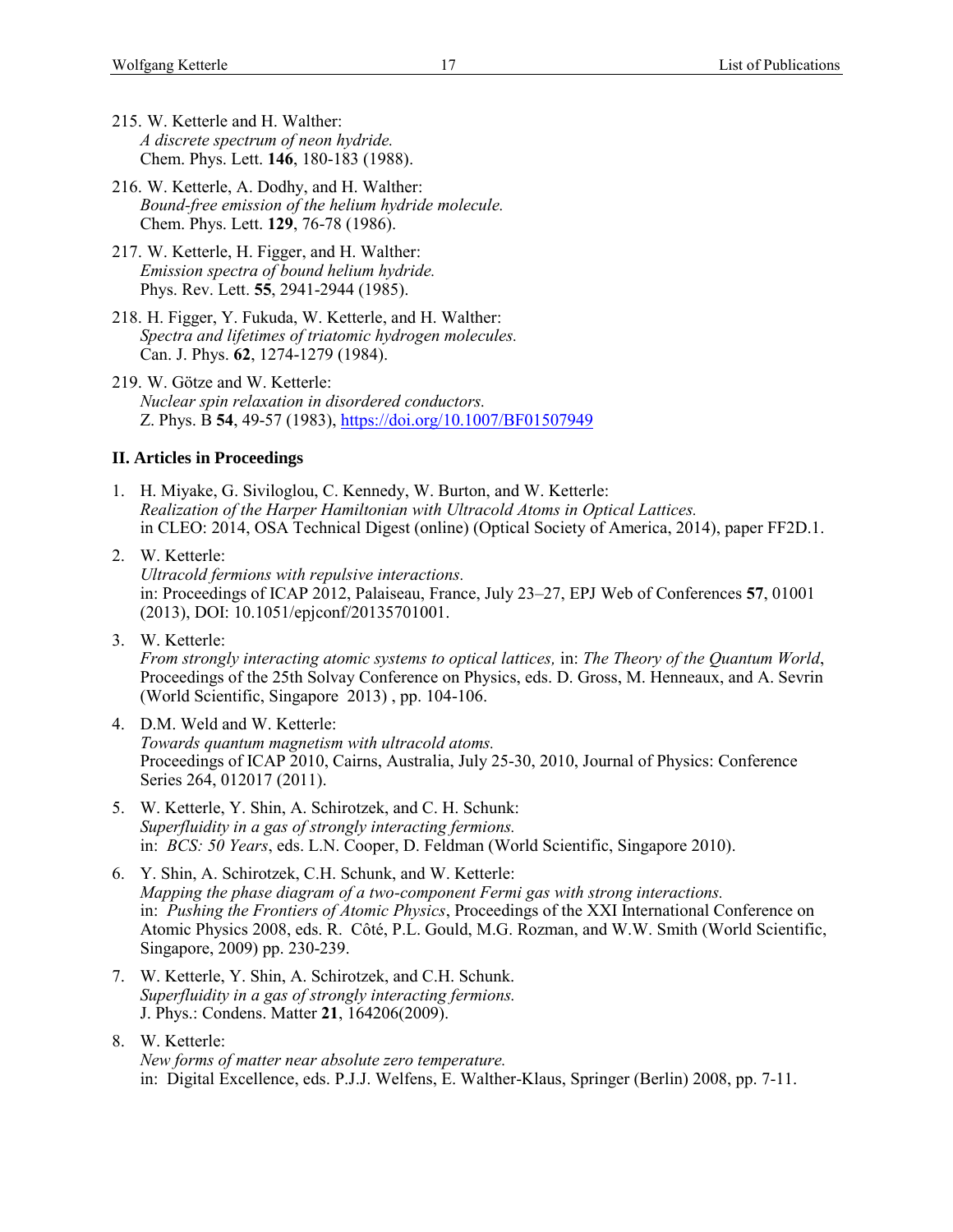215. W. Ketterle and H. Walther:
*A discrete spectrum of neon hydride.*
Chem. Phys. Lett. **146**, 180-183 (1988).

216. W. Ketterle, A. Dodhy, and H. Walther:
*Bound-free emission of the helium hydride molecule.*
Chem. Phys. Lett. **129**, 76-78 (1986).

217. W. Ketterle, H. Figger, and H. Walther:
*Emission spectra of bound helium hydride.*
Phys. Rev. Lett. **55**, 2941-2944 (1985).

218. H. Figger, Y. Fukuda, W. Ketterle, and H. Walther:
*Spectra and lifetimes of triatomic hydrogen molecules.*
Can. J. Phys. **62**, 1274-1279 (1984).

219. W. Götze and W. Ketterle:
*Nuclear spin relaxation in disordered conductors.*
Z. Phys. B **54**, 49-57 (1983), https://doi.org/10.1007/BF01507949

### II. Articles in Proceedings

1. H. Miyake, G. Siviloglou, C. Kennedy, W. Burton, and W. Ketterle:
*Realization of the Harper Hamiltonian with Ultracold Atoms in Optical Lattices.*
in CLEO: 2014, OSA Technical Digest (online) (Optical Society of America, 2014), paper FF2D.1.

2. W. Ketterle:
*Ultracold fermions with repulsive interactions.*
in: Proceedings of ICAP 2012, Palaiseau, France, July 23–27, EPJ Web of Conferences **57**, 01001 (2013), DOI: 10.1051/epjconf/20135701001.

3. W. Ketterle:
*From strongly interacting atomic systems to optical lattices,* in: *The Theory of the Quantum World*, Proceedings of the 25th Solvay Conference on Physics, eds. D. Gross, M. Henneaux, and A. Sevrin (World Scientific, Singapore 2013) , pp. 104-106.

4. D.M. Weld and W. Ketterle:
*Towards quantum magnetism with ultracold atoms.*
Proceedings of ICAP 2010, Cairns, Australia, July 25-30, 2010, Journal of Physics: Conference Series 264, 012017 (2011).

5. W. Ketterle, Y. Shin, A. Schirotzek, and C. H. Schunk:
*Superfluidity in a gas of strongly interacting fermions.*
in: *BCS: 50 Years*, eds. L.N. Cooper, D. Feldman (World Scientific, Singapore 2010).

6. Y. Shin, A. Schirotzek, C.H. Schunk, and W. Ketterle:
*Mapping the phase diagram of a two-component Fermi gas with strong interactions.*
in: *Pushing the Frontiers of Atomic Physics*, Proceedings of the XXI International Conference on Atomic Physics 2008, eds. R. Côté, P.L. Gould, M.G. Rozman, and W.W. Smith (World Scientific, Singapore, 2009) pp. 230-239.

7. W. Ketterle, Y. Shin, A. Schirotzek, and C.H. Schunk.
*Superfluidity in a gas of strongly interacting fermions.*
J. Phys.: Condens. Matter **21**, 164206(2009).

8. W. Ketterle:
*New forms of matter near absolute zero temperature.*
in: Digital Excellence, eds. P.J.J. Welfens, E. Walther-Klaus, Springer (Berlin) 2008, pp. 7-11.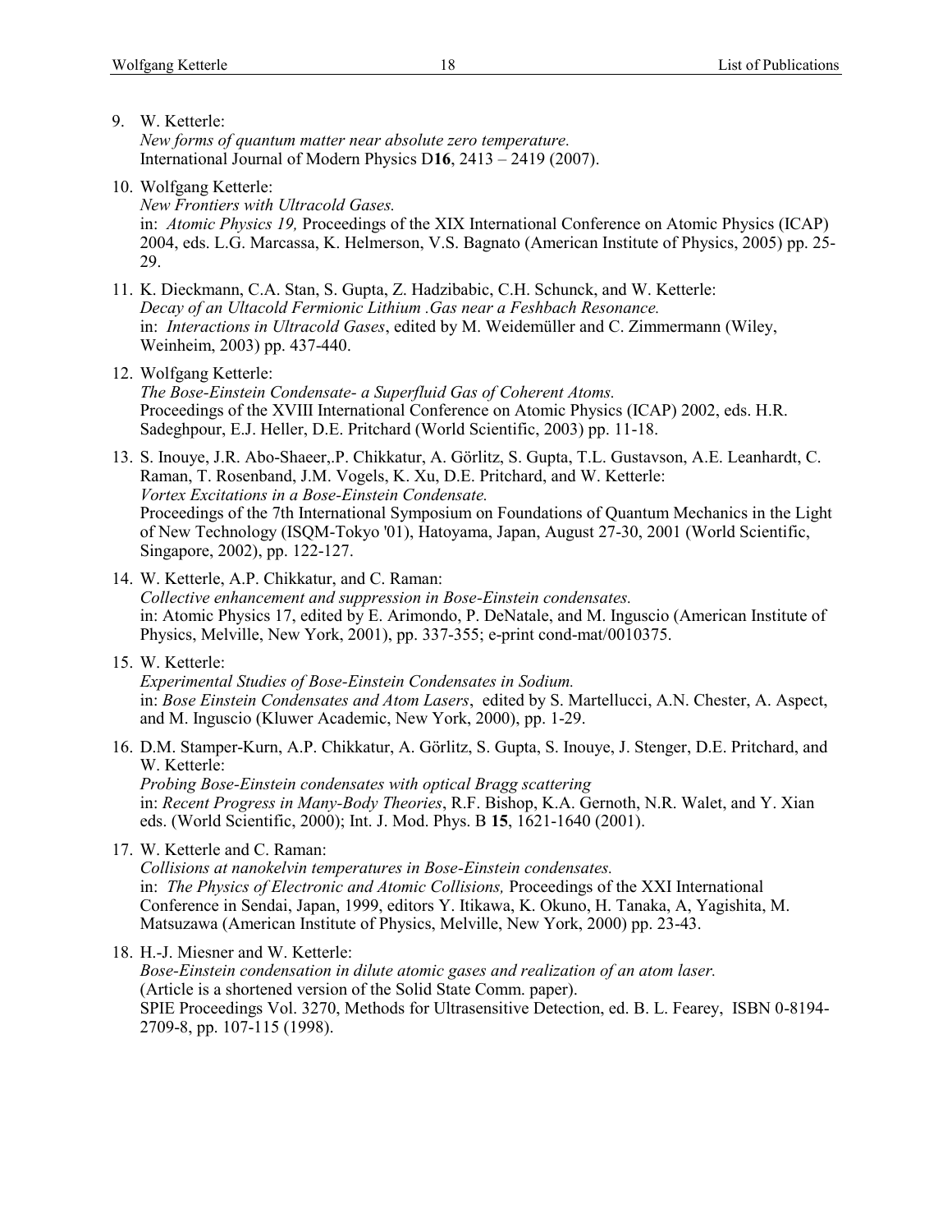9. W. Ketterle:
   *New forms of quantum matter near absolute zero temperature.*
   International Journal of Modern Physics D**16**, 2413 – 2419 (2007).

10. Wolfgang Ketterle:
    *New Frontiers with Ultracold Gases.*
    in: *Atomic Physics 19,* Proceedings of the XIX International Conference on Atomic Physics (ICAP) 2004, eds. L.G. Marcassa, K. Helmerson, V.S. Bagnato (American Institute of Physics, 2005) pp. 25-29.

11. K. Dieckmann, C.A. Stan, S. Gupta, Z. Hadzibabic, C.H. Schunck, and W. Ketterle:
    *Decay of an Ultacold Fermionic Lithium .Gas near a Feshbach Resonance.*
    in: *Interactions in Ultracold Gases*, edited by M. Weidemüller and C. Zimmermann (Wiley, Weinheim, 2003) pp. 437-440.

12. Wolfgang Ketterle:
    *The Bose-Einstein Condensate- a Superfluid Gas of Coherent Atoms.*
    Proceedings of the XVIII International Conference on Atomic Physics (ICAP) 2002, eds. H.R. Sadeghpour, E.J. Heller, D.E. Pritchard (World Scientific, 2003) pp. 11-18.

13. S. Inouye, J.R. Abo-Shaeer,.P. Chikkatur, A. Görlitz, S. Gupta, T.L. Gustavson, A.E. Leanhardt, C. Raman, T. Rosenband, J.M. Vogels, K. Xu, D.E. Pritchard, and W. Ketterle:
    *Vortex Excitations in a Bose-Einstein Condensate.*
    Proceedings of the 7th International Symposium on Foundations of Quantum Mechanics in the Light of New Technology (ISQM-Tokyo '01), Hatoyama, Japan, August 27-30, 2001 (World Scientific, Singapore, 2002), pp. 122-127.

14. W. Ketterle, A.P. Chikkatur, and C. Raman:
    *Collective enhancement and suppression in Bose-Einstein condensates.*
    in: Atomic Physics 17, edited by E. Arimondo, P. DeNatale, and M. Inguscio (American Institute of Physics, Melville, New York, 2001), pp. 337-355; e-print cond-mat/0010375.

15. W. Ketterle:
    *Experimental Studies of Bose-Einstein Condensates in Sodium.*
    in: *Bose Einstein Condensates and Atom Lasers*, edited by S. Martellucci, A.N. Chester, A. Aspect, and M. Inguscio (Kluwer Academic, New York, 2000), pp. 1-29.

16. D.M. Stamper-Kurn, A.P. Chikkatur, A. Görlitz, S. Gupta, S. Inouye, J. Stenger, D.E. Pritchard, and W. Ketterle:
    *Probing Bose-Einstein condensates with optical Bragg scattering*
    in: *Recent Progress in Many-Body Theories*, R.F. Bishop, K.A. Gernoth, N.R. Walet, and Y. Xian eds. (World Scientific, 2000); Int. J. Mod. Phys. B **15**, 1621-1640 (2001).

17. W. Ketterle and C. Raman:
    *Collisions at nanokelvin temperatures in Bose-Einstein condensates.*
    in: *The Physics of Electronic and Atomic Collisions,* Proceedings of the XXI International Conference in Sendai, Japan, 1999, editors Y. Itikawa, K. Okuno, H. Tanaka, A, Yagishita, M. Matsuzawa (American Institute of Physics, Melville, New York, 2000) pp. 23-43.

18. H.-J. Miesner and W. Ketterle:
    *Bose-Einstein condensation in dilute atomic gases and realization of an atom laser.*
    (Article is a shortened version of the Solid State Comm. paper).
    SPIE Proceedings Vol. 3270, Methods for Ultrasensitive Detection, ed. B. L. Fearey, ISBN 0-8194-2709-8, pp. 107-115 (1998).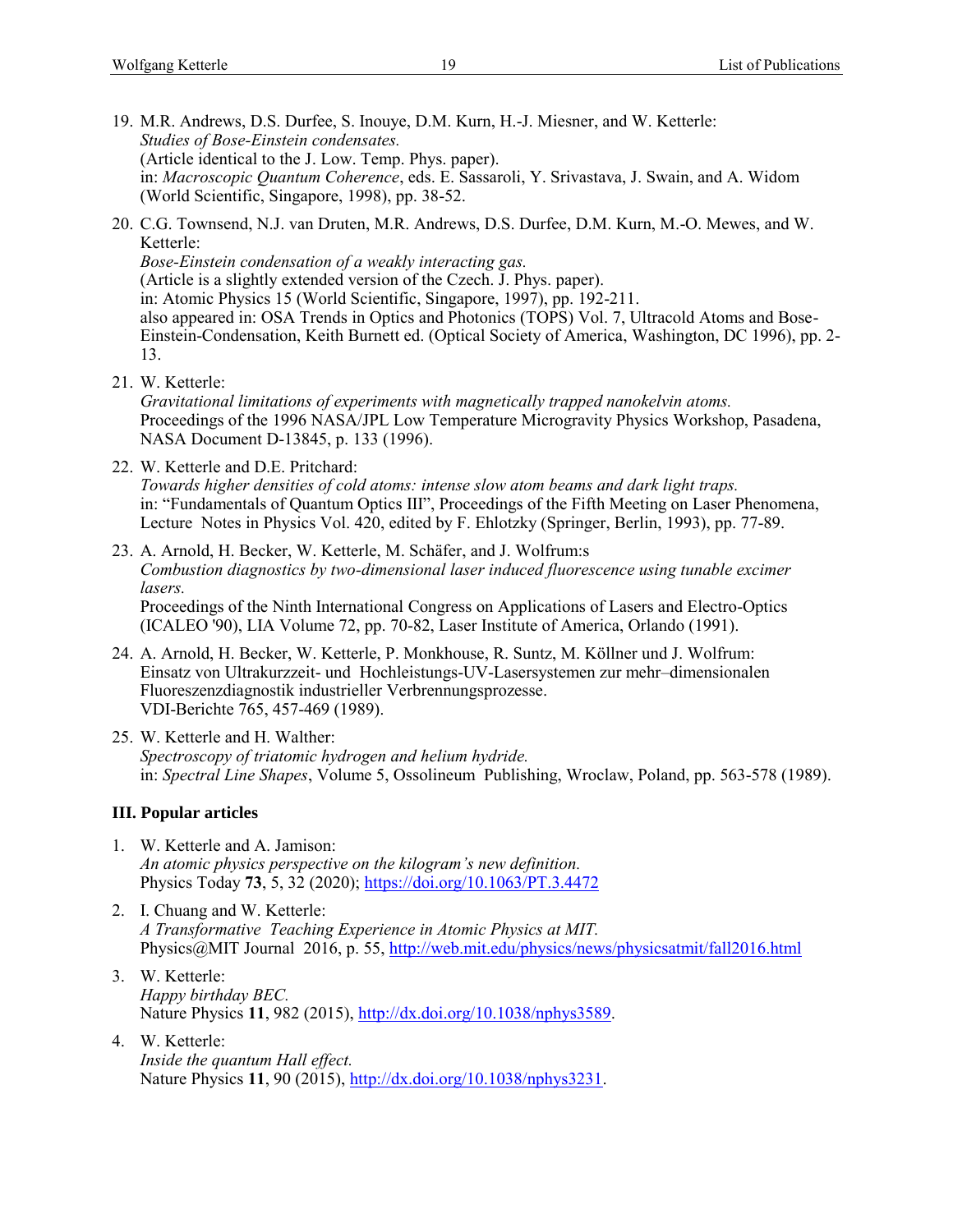19. M.R. Andrews, D.S. Durfee, S. Inouye, D.M. Kurn, H.-J. Miesner, and W. Ketterle:
    *Studies of Bose-Einstein condensates.*
    (Article identical to the J. Low. Temp. Phys. paper).
    in: *Macroscopic Quantum Coherence*, eds. E. Sassaroli, Y. Srivastava, J. Swain, and A. Widom (World Scientific, Singapore, 1998), pp. 38-52.

20. C.G. Townsend, N.J. van Druten, M.R. Andrews, D.S. Durfee, D.M. Kurn, M.-O. Mewes, and W. Ketterle:
    *Bose-Einstein condensation of a weakly interacting gas.*
    (Article is a slightly extended version of the Czech. J. Phys. paper).
    in: Atomic Physics 15 (World Scientific, Singapore, 1997), pp. 192-211.
    also appeared in: OSA Trends in Optics and Photonics (TOPS) Vol. 7, Ultracold Atoms and Bose-Einstein-Condensation, Keith Burnett ed. (Optical Society of America, Washington, DC 1996), pp. 2-13.

21. W. Ketterle:
    *Gravitational limitations of experiments with magnetically trapped nanokelvin atoms.*
    Proceedings of the 1996 NASA/JPL Low Temperature Microgravity Physics Workshop, Pasadena, NASA Document D-13845, p. 133 (1996).

22. W. Ketterle and D.E. Pritchard:
    *Towards higher densities of cold atoms: intense slow atom beams and dark light traps.*
    in: "Fundamentals of Quantum Optics III", Proceedings of the Fifth Meeting on Laser Phenomena, Lecture Notes in Physics Vol. 420, edited by F. Ehlotzky (Springer, Berlin, 1993), pp. 77-89.

23. A. Arnold, H. Becker, W. Ketterle, M. Schäfer, and J. Wolfrum:s
    *Combustion diagnostics by two-dimensional laser induced fluorescence using tunable excimer lasers.*
    Proceedings of the Ninth International Congress on Applications of Lasers and Electro-Optics (ICALEO '90), LIA Volume 72, pp. 70-82, Laser Institute of America, Orlando (1991).

24. A. Arnold, H. Becker, W. Ketterle, P. Monkhouse, R. Suntz, M. Köllner und J. Wolfrum:
    Einsatz von Ultrakurzzeit- und Hochleistungs-UV-Lasersystemen zur mehr–dimensionalen Fluoreszenzdiagnostik industrieller Verbrennungsprozesse.
    VDI-Berichte 765, 457-469 (1989).

25. W. Ketterle and H. Walther:
    *Spectroscopy of triatomic hydrogen and helium hydride.*
    in: *Spectral Line Shapes*, Volume 5, Ossolineum Publishing, Wroclaw, Poland, pp. 563-578 (1989).

### III. Popular articles

1. W. Ketterle and A. Jamison:
   *An atomic physics perspective on the kilogram's new definition.*
   Physics Today **73**, 5, 32 (2020); https://doi.org/10.1063/PT.3.4472

2. I. Chuang and W. Ketterle:
   *A Transformative Teaching Experience in Atomic Physics at MIT.*
   Physics@MIT Journal 2016, p. 55, http://web.mit.edu/physics/news/physicsatmit/fall2016.html

3. W. Ketterle:
   *Happy birthday BEC.*
   Nature Physics **11**, 982 (2015), http://dx.doi.org/10.1038/nphys3589.

4. W. Ketterle:
   *Inside the quantum Hall effect.*
   Nature Physics **11**, 90 (2015), http://dx.doi.org/10.1038/nphys3231.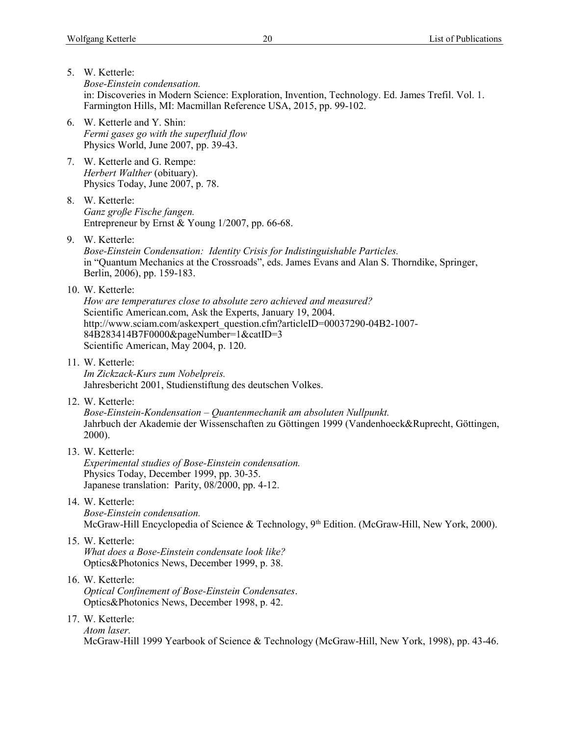5. W. Ketterle:
   *Bose-Einstein condensation.*
   in: Discoveries in Modern Science: Exploration, Invention, Technology. Ed. James Trefil. Vol. 1. Farmington Hills, MI: Macmillan Reference USA, 2015, pp. 99-102.

6. W. Ketterle and Y. Shin:
   *Fermi gases go with the superfluid flow*
   Physics World, June 2007, pp. 39-43.

7. W. Ketterle and G. Rempe:
   *Herbert Walther* (obituary).
   Physics Today, June 2007, p. 78.

8. W. Ketterle:
   *Ganz große Fische fangen.*
   Entrepreneur by Ernst & Young 1/2007, pp. 66-68.

9. W. Ketterle:
   *Bose-Einstein Condensation: Identity Crisis for Indistinguishable Particles.*
   in "Quantum Mechanics at the Crossroads", eds. James Evans and Alan S. Thorndike, Springer, Berlin, 2006), pp. 159-183.

10. W. Ketterle:
    *How are temperatures close to absolute zero achieved and measured?*
    Scientific American.com, Ask the Experts, January 19, 2004.
    http://www.sciam.com/askexpert_question.cfm?articleID=00037290-04B2-1007-84B283414B7F0000&pageNumber=1&catID=3
    Scientific American, May 2004, p. 120.

11. W. Ketterle:
    *Im Zickzack-Kurs zum Nobelpreis.*
    Jahresbericht 2001, Studienstiftung des deutschen Volkes.

12. W. Ketterle:
    *Bose-Einstein-Kondensation – Quantenmechanik am absoluten Nullpunkt.*
    Jahrbuch der Akademie der Wissenschaften zu Göttingen 1999 (Vandenhoeck&Ruprecht, Göttingen, 2000).

13. W. Ketterle:
    *Experimental studies of Bose-Einstein condensation.*
    Physics Today, December 1999, pp. 30-35.
    Japanese translation: Parity, 08/2000, pp. 4-12.

14. W. Ketterle:
    *Bose-Einstein condensation.*
    McGraw-Hill Encyclopedia of Science & Technology, 9th Edition. (McGraw-Hill, New York, 2000).

15. W. Ketterle:
    *What does a Bose-Einstein condensate look like?*
    Optics&Photonics News, December 1999, p. 38.

16. W. Ketterle:
    *Optical Confinement of Bose-Einstein Condensates*.
    Optics&Photonics News, December 1998, p. 42.

17. W. Ketterle:
    *Atom laser.*
    McGraw-Hill 1999 Yearbook of Science & Technology (McGraw-Hill, New York, 1998), pp. 43-46.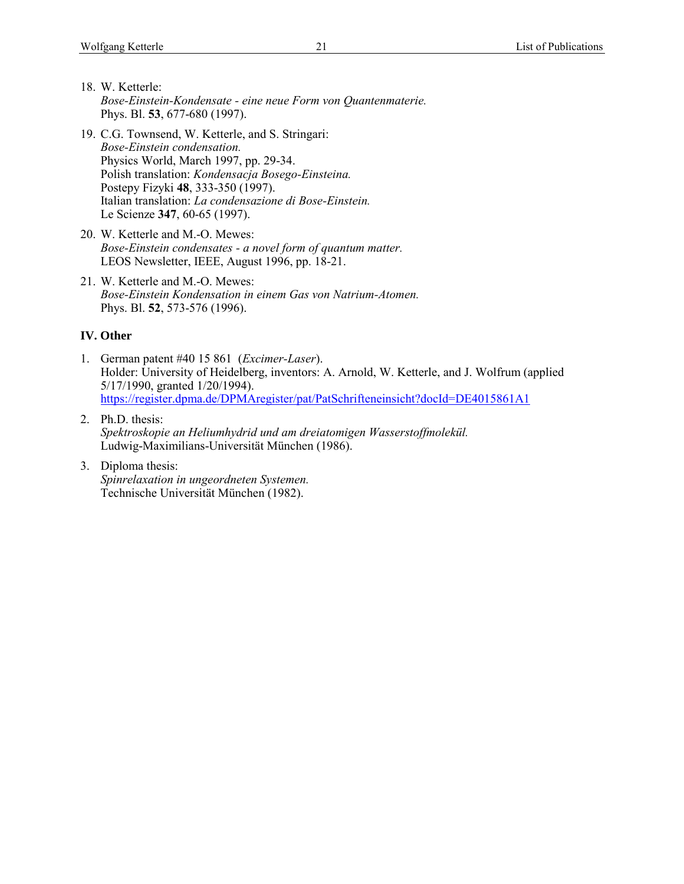18. W. Ketterle:
    *Bose-Einstein-Kondensate - eine neue Form von Quantenmaterie.*
    Phys. Bl. **53**, 677-680 (1997).

19. C.G. Townsend, W. Ketterle, and S. Stringari:
    *Bose-Einstein condensation.*
    Physics World, March 1997, pp. 29-34.
    Polish translation: *Kondensacja Bosego-Einsteina.*
    Postepy Fizyki **48**, 333-350 (1997).
    Italian translation: *La condensazione di Bose-Einstein.*
    Le Scienze **347**, 60-65 (1997).

20. W. Ketterle and M.-O. Mewes:
    *Bose-Einstein condensates - a novel form of quantum matter.*
    LEOS Newsletter, IEEE, August 1996, pp. 18-21.

21. W. Ketterle and M.-O. Mewes:
    *Bose-Einstein Kondensation in einem Gas von Natrium-Atomen.*
    Phys. Bl. **52**, 573-576 (1996).

## IV. Other

1. German patent #40 15 861 (*Excimer-Laser*).
   Holder: University of Heidelberg, inventors: A. Arnold, W. Ketterle, and J. Wolfrum (applied 5/17/1990, granted 1/20/1994).
   https://register.dpma.de/DPMAregister/pat/PatSchrifteneinsicht?docId=DE4015861A1

2. Ph.D. thesis:
   *Spektroskopie an Heliumhydrid und am dreiatomigen Wasserstoffmolekül.*
   Ludwig-Maximilians-Universität München (1986).

3. Diploma thesis:
   *Spinrelaxation in ungeordneten Systemen.*
   Technische Universität München (1982).